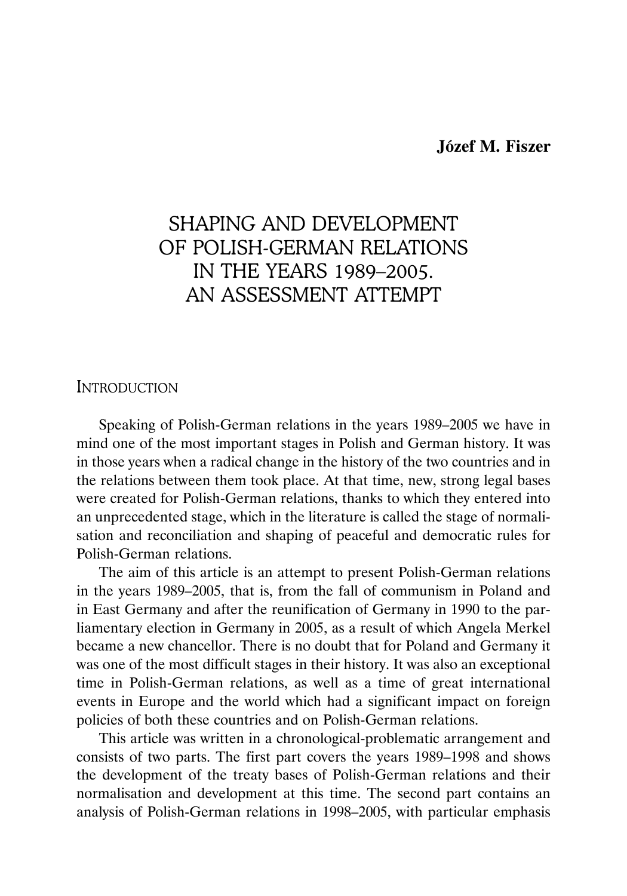**Józef M. Fiszer**

# SHAPING AND DEVELOPMENT OF POLISH-GERMAN RELATIONS IN THE YEARS 1989–2005. AN ASSESSMENT ATTEMPT

## Introduction

Speaking of Polish-German relations in the years 1989–2005 we have in mind one of the most important stages in Polish and German history. It was in those years when a radical change in the history of the two countries and in the relations between them took place. At that time, new, strong legal bases were created for Polish-German relations, thanks to which they entered into an unprecedented stage, which in the literature is called the stage of normalisation and reconciliation and shaping of peaceful and democratic rules for Polish-German relations.

The aim of this article is an attempt to present Polish-German relations in the years 1989–2005, that is, from the fall of communism in Poland and in East Germany and after the reunification of Germany in 1990 to the parliamentary election in Germany in 2005, as a result of which Angela Merkel became a new chancellor. There is no doubt that for Poland and Germany it was one of the most difficult stages in their history. It was also an exceptional time in Polish-German relations, as well as a time of great international events in Europe and the world which had a significant impact on foreign policies of both these countries and on Polish-German relations.

This article was written in a chronological-problematic arrangement and consists of two parts. The first part covers the years 1989–1998 and shows the development of the treaty bases of Polish-German relations and their normalisation and development at this time. The second part contains an analysis of Polish-German relations in 1998–2005, with particular emphasis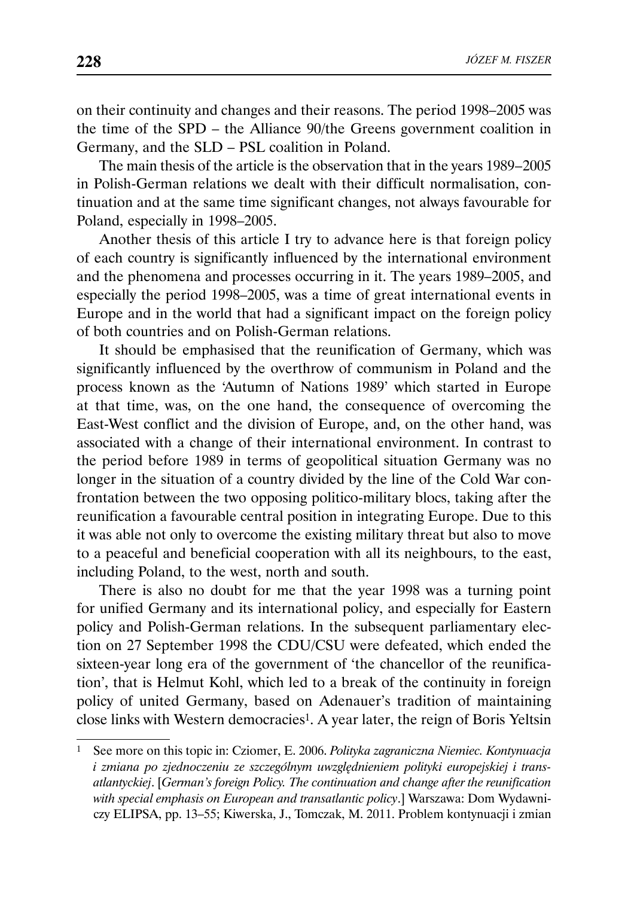on their continuity and changes and their reasons. The period 1998–2005 was the time of the SPD – the Alliance 90/the Greens government coalition in Germany, and the SLD – PSL coalition in Poland.

The main thesis of the article is the observation that in the years 1989–2005 in Polish-German relations we dealt with their difficult normalisation, continuation and at the same time significant changes, not always favourable for Poland, especially in 1998–2005.

Another thesis of this article I try to advance here is that foreign policy of each country is significantly influenced by the international environment and the phenomena and processes occurring in it. The years 1989–2005, and especially the period 1998–2005, was a time of great international events in Europe and in the world that had a significant impact on the foreign policy of both countries and on Polish-German relations.

It should be emphasised that the reunification of Germany, which was significantly influenced by the overthrow of communism in Poland and the process known as the 'Autumn of Nations 1989' which started in Europe at that time, was, on the one hand, the consequence of overcoming the East-West conflict and the division of Europe, and, on the other hand, was associated with a change of their international environment. In contrast to the period before 1989 in terms of geopolitical situation Germany was no longer in the situation of a country divided by the line of the Cold War confrontation between the two opposing politico-military blocs, taking after the reunification a favourable central position in integrating Europe. Due to this it was able not only to overcome the existing military threat but also to move to a peaceful and beneficial cooperation with all its neighbours, to the east, including Poland, to the west, north and south.

There is also no doubt for me that the year 1998 was a turning point for unified Germany and its international policy, and especially for Eastern policy and Polish-German relations. In the subsequent parliamentary election on 27 September 1998 the CDU/CSU were defeated, which ended the sixteen-year long era of the government of 'the chancellor of the reunification', that is Helmut Kohl, which led to a break of the continuity in foreign policy of united Germany, based on Adenauer's tradition of maintaining close links with Western democracies[1]. A year later, the reign of Boris Yeltsin

[1] See more on this topic in: Cziomer, E. 2006. *Polityka zagraniczna Niemiec. Kontynuacja i zmiana po zjednoczeniu ze szczególnym uwzględnieniem polityki europejskiej i transatlantyckiej*. [*German's foreign Policy. The continuation and change after the reunification with special emphasis on European and transatlantic policy*.] Warszawa: Dom Wydawniczy ELIPSA, pp. 13–55; Kiwerska, J., Tomczak, M. 2011. Problem kontynuacji i zmian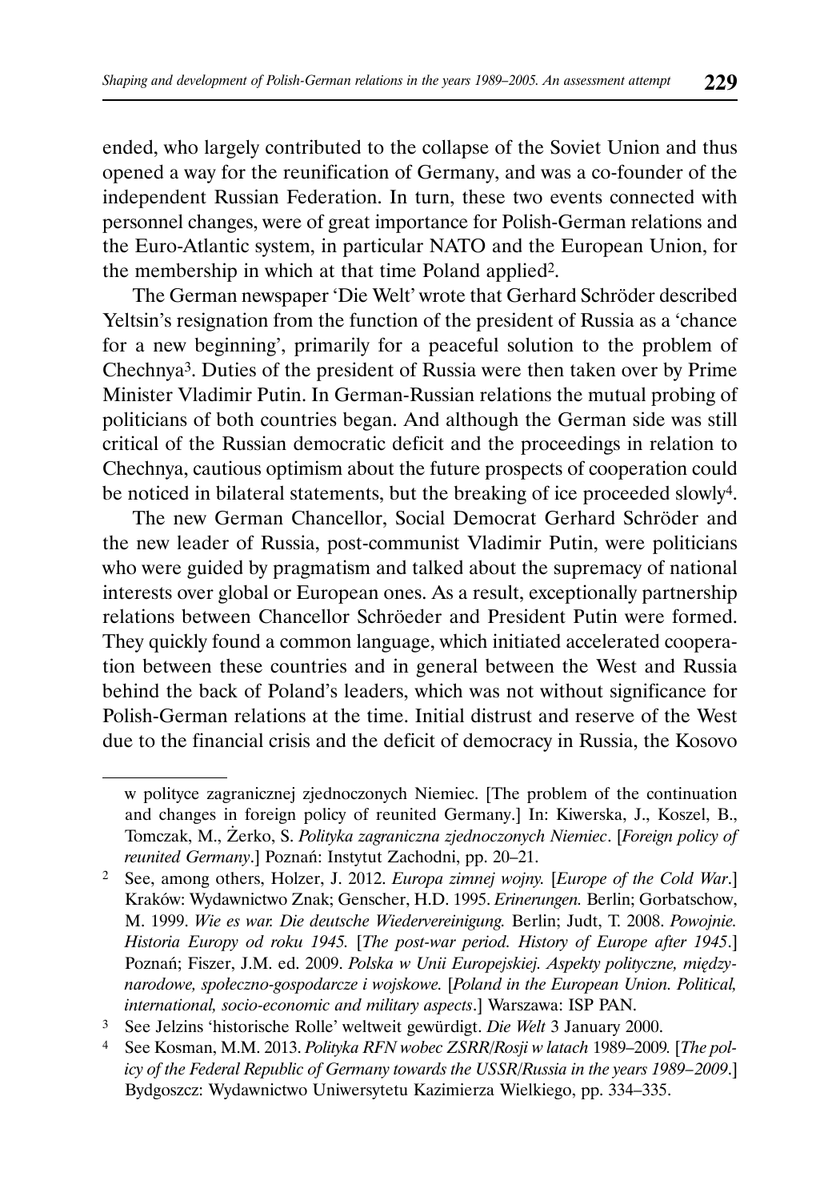ended, who largely contributed to the collapse of the Soviet Union and thus opened a way for the reunification of Germany, and was a co-founder of the independent Russian Federation. In turn, these two events connected with personnel changes, were of great importance for Polish-German relations and the Euro-Atlantic system, in particular NATO and the European Union, for the membership in which at that time Poland applied[2].

The German newspaper 'Die Welt' wrote that Gerhard Schröder described Yeltsin's resignation from the function of the president of Russia as a 'chance for a new beginning', primarily for a peaceful solution to the problem of Chechnya[3]. Duties of the president of Russia were then taken over by Prime Minister Vladimir Putin. In German-Russian relations the mutual probing of politicians of both countries began. And although the German side was still critical of the Russian democratic deficit and the proceedings in relation to Chechnya, cautious optimism about the future prospects of cooperation could be noticed in bilateral statements, but the breaking of ice proceeded slowly[4].

The new German Chancellor, Social Democrat Gerhard Schröder and the new leader of Russia, post-communist Vladimir Putin, were politicians who were guided by pragmatism and talked about the supremacy of national interests over global or European ones. As a result, exceptionally partnership relations between Chancellor Schröeder and President Putin were formed. They quickly found a common language, which initiated accelerated cooperation between these countries and in general between the West and Russia behind the back of Poland's leaders, which was not without significance for Polish-German relations at the time. Initial distrust and reserve of the West due to the financial crisis and the deficit of democracy in Russia, the Kosovo

---

w polityce zagranicznej zjednoczonych Niemiec. [The problem of the continuation and changes in foreign policy of reunited Germany.] In: Kiwerska, J., Koszel, B., Tomczak, M., Żerko, S. *Polityka zagraniczna zjednoczonych Niemiec*. [*Foreign policy of reunited Germany*.] Poznań: Instytut Zachodni, pp. 20–21.

[2] See, among others, Holzer, J. 2012. *Europa zimnej wojny.* [*Europe of the Cold War*.] Kraków: Wydawnictwo Znak; Genscher, H.D. 1995. *Erinerungen.* Berlin; Gorbatschow, M. 1999. *Wie es war. Die deutsche Wiedervereinigung.* Berlin; Judt, T. 2008. *Powojnie. Historia Europy od roku 1945.* [*The post-war period. History of Europe after 1945*.] Poznań; Fiszer, J.M. ed. 2009. *Polska w Unii Europejskiej. Aspekty polityczne, międzynarodowe, społeczno-gospodarcze i wojskowe.* [*Poland in the European Union. Political, international, socio-economic and military aspects*.] Warszawa: ISP PAN.

[3] See Jelzins 'historische Rolle' weltweit gewürdigt. *Die Welt* 3 January 2000.

[4] See Kosman, M.M. 2013. *Polityka RFN wobec ZSRR/Rosji w latach* 1989–2009*.* [*The policy of the Federal Republic of Germany towards the USSR/Russia in the years 1989–2009*.] Bydgoszcz: Wydawnictwo Uniwersytetu Kazimierza Wielkiego, pp. 334–335.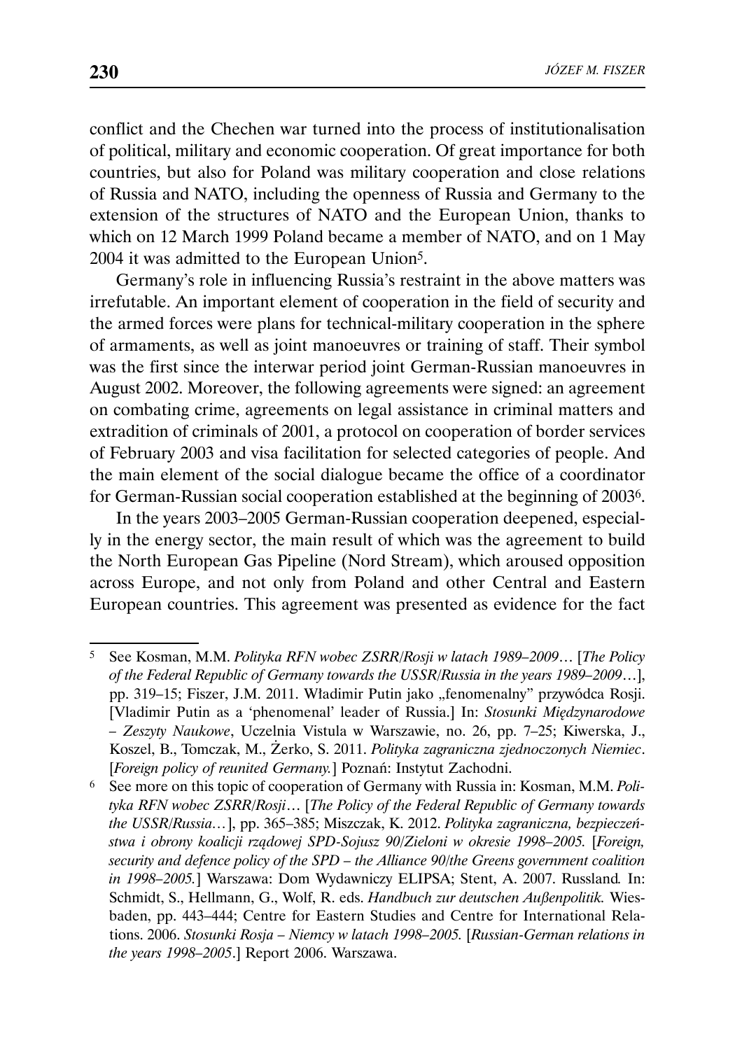conflict and the Chechen war turned into the process of institutionalisation of political, military and economic cooperation. Of great importance for both countries, but also for Poland was military cooperation and close relations of Russia and NATO, including the openness of Russia and Germany to the extension of the structures of NATO and the European Union, thanks to which on 12 March 1999 Poland became a member of NATO, and on 1 May 2004 it was admitted to the European Union[5].

Germany's role in influencing Russia's restraint in the above matters was irrefutable. An important element of cooperation in the field of security and the armed forces were plans for technical-military cooperation in the sphere of armaments, as well as joint manoeuvres or training of staff. Their symbol was the first since the interwar period joint German-Russian manoeuvres in August 2002. Moreover, the following agreements were signed: an agreement on combating crime, agreements on legal assistance in criminal matters and extradition of criminals of 2001, a protocol on cooperation of border services of February 2003 and visa facilitation for selected categories of people. And the main element of the social dialogue became the office of a coordinator for German-Russian social cooperation established at the beginning of 2003[6].

In the years 2003–2005 German-Russian cooperation deepened, especially in the energy sector, the main result of which was the agreement to build the North European Gas Pipeline (Nord Stream), which aroused opposition across Europe, and not only from Poland and other Central and Eastern European countries. This agreement was presented as evidence for the fact

---

[5] See Kosman, M.M. *Polityka RFN wobec ZSRR/Rosji w latach 1989–2009…* [*The Policy of the Federal Republic of Germany towards the USSR/Russia in the years 1989–2009…*], pp. 319–15; Fiszer, J.M. 2011. Władimir Putin jako „fenomenalny" przywódca Rosji. [Vladimir Putin as a 'phenomenal' leader of Russia.] In: *Stosunki Międzynarodowe – Zeszyty Naukowe*, Uczelnia Vistula w Warszawie, no. 26, pp. 7–25; Kiwerska, J., Koszel, B., Tomczak, M., Żerko, S. 2011. *Polityka zagraniczna zjednoczonych Niemiec*. [*Foreign policy of reunited Germany.*] Poznań: Instytut Zachodni.

[6] See more on this topic of cooperation of Germany with Russia in: Kosman, M.M. *Polityka RFN wobec ZSRR/Rosji…* [*The Policy of the Federal Republic of Germany towards the USSR/Russia…*], pp. 365–385; Miszczak, K. 2012. *Polityka zagraniczna, bezpieczeństwa i obrony koalicji rządowej SPD-Sojusz 90/Zieloni w okresie 1998–2005.* [*Foreign, security and defence policy of the SPD – the Alliance 90/the Greens government coalition in 1998–2005.*] Warszawa: Dom Wydawniczy ELIPSA; Stent, A. 2007. Russland*.* In: Schmidt, S., Hellmann, G., Wolf, R. eds. *Handbuch zur deutschen Außenpolitik.* Wiesbaden, pp. 443–444; Centre for Eastern Studies and Centre for International Relations. 2006. *Stosunki Rosja – Niemcy w latach 1998–2005.* [*Russian-German relations in the years 1998–2005*.] Report 2006. Warszawa.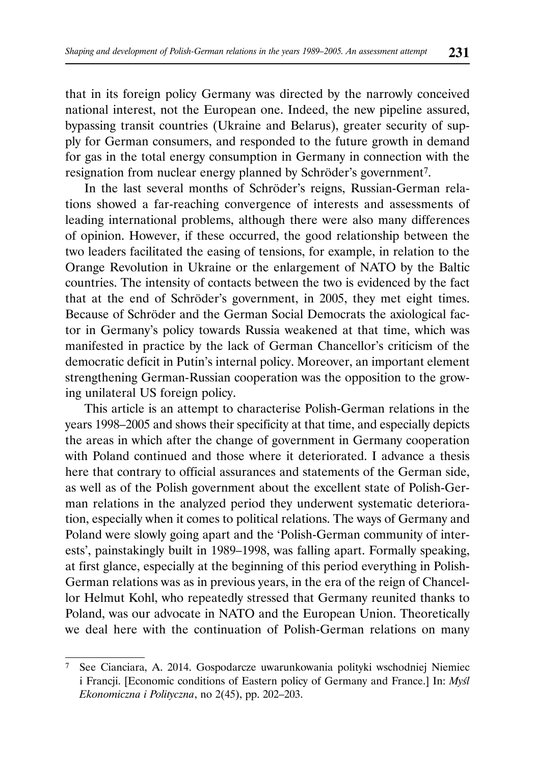that in its foreign policy Germany was directed by the narrowly conceived national interest, not the European one. Indeed, the new pipeline assured, bypassing transit countries (Ukraine and Belarus), greater security of supply for German consumers, and responded to the future growth in demand for gas in the total energy consumption in Germany in connection with the resignation from nuclear energy planned by Schröder's government[7].

In the last several months of Schröder's reigns, Russian-German relations showed a far-reaching convergence of interests and assessments of leading international problems, although there were also many differences of opinion. However, if these occurred, the good relationship between the two leaders facilitated the easing of tensions, for example, in relation to the Orange Revolution in Ukraine or the enlargement of NATO by the Baltic countries. The intensity of contacts between the two is evidenced by the fact that at the end of Schröder's government, in 2005, they met eight times. Because of Schröder and the German Social Democrats the axiological factor in Germany's policy towards Russia weakened at that time, which was manifested in practice by the lack of German Chancellor's criticism of the democratic deficit in Putin's internal policy. Moreover, an important element strengthening German-Russian cooperation was the opposition to the growing unilateral US foreign policy.

This article is an attempt to characterise Polish-German relations in the years 1998–2005 and shows their specificity at that time, and especially depicts the areas in which after the change of government in Germany cooperation with Poland continued and those where it deteriorated. I advance a thesis here that contrary to official assurances and statements of the German side, as well as of the Polish government about the excellent state of Polish-German relations in the analyzed period they underwent systematic deterioration, especially when it comes to political relations. The ways of Germany and Poland were slowly going apart and the 'Polish-German community of interests', painstakingly built in 1989–1998, was falling apart. Formally speaking, at first glance, especially at the beginning of this period everything in Polish-German relations was as in previous years, in the era of the reign of Chancellor Helmut Kohl, who repeatedly stressed that Germany reunited thanks to Poland, was our advocate in NATO and the European Union. Theoretically we deal here with the continuation of Polish-German relations on many

---

[7] See Cianciara, A. 2014. Gospodarcze uwarunkowania polityki wschodniej Niemiec i Francji. [Economic conditions of Eastern policy of Germany and France.] In: *Myśl Ekonomiczna i Polityczna*, no 2(45), pp. 202–203.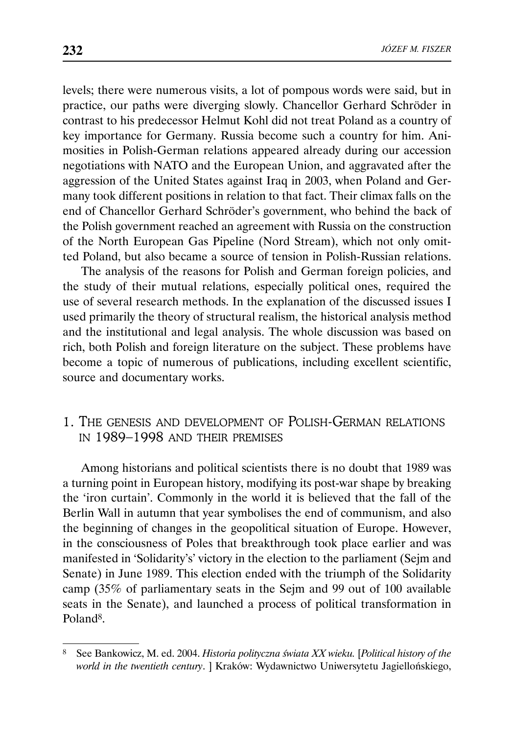levels; there were numerous visits, a lot of pompous words were said, but in practice, our paths were diverging slowly. Chancellor Gerhard Schröder in contrast to his predecessor Helmut Kohl did not treat Poland as a country of key importance for Germany. Russia become such a country for him. Animosities in Polish-German relations appeared already during our accession negotiations with NATO and the European Union, and aggravated after the aggression of the United States against Iraq in 2003, when Poland and Germany took different positions in relation to that fact. Their climax falls on the end of Chancellor Gerhard Schröder's government, who behind the back of the Polish government reached an agreement with Russia on the construction of the North European Gas Pipeline (Nord Stream), which not only omitted Poland, but also became a source of tension in Polish-Russian relations.

The analysis of the reasons for Polish and German foreign policies, and the study of their mutual relations, especially political ones, required the use of several research methods. In the explanation of the discussed issues I used primarily the theory of structural realism, the historical analysis method and the institutional and legal analysis. The whole discussion was based on rich, both Polish and foreign literature on the subject. These problems have become a topic of numerous of publications, including excellent scientific, source and documentary works.

## 1. The genesis and development of Polish-German relations in 1989–1998 and their premises

Among historians and political scientists there is no doubt that 1989 was a turning point in European history, modifying its post-war shape by breaking the 'iron curtain'. Commonly in the world it is believed that the fall of the Berlin Wall in autumn that year symbolises the end of communism, and also the beginning of changes in the geopolitical situation of Europe. However, in the consciousness of Poles that breakthrough took place earlier and was manifested in 'Solidarity's' victory in the election to the parliament (Sejm and Senate) in June 1989. This election ended with the triumph of the Solidarity camp (35% of parliamentary seats in the Sejm and 99 out of 100 available seats in the Senate), and launched a process of political transformation in Poland[8].

---

[8] See Bankowicz, M. ed. 2004. *Historia polityczna świata XX wieku.* [*Political history of the world in the twentieth century*. ] Kraków: Wydawnictwo Uniwersytetu Jagiellońskiego,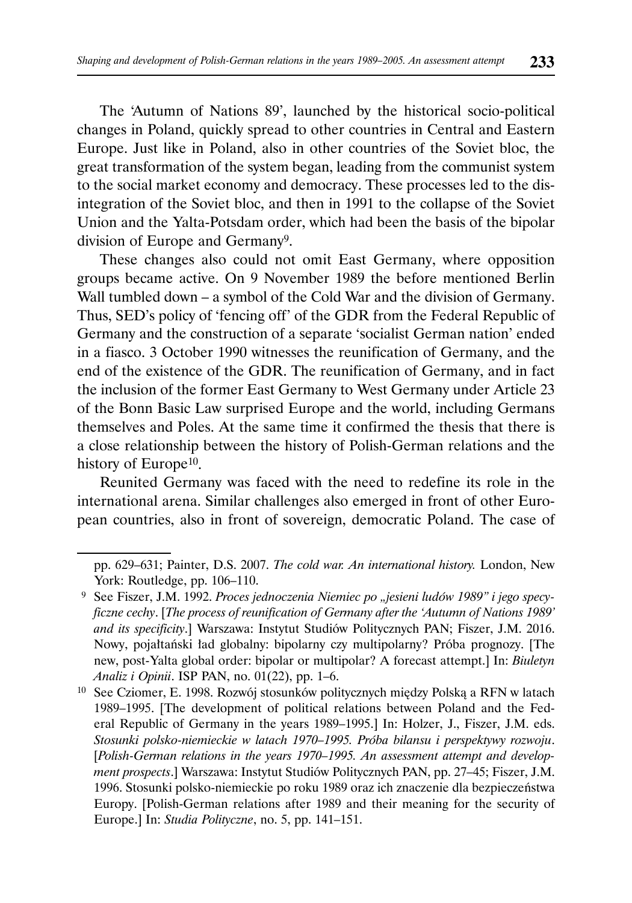The 'Autumn of Nations 89', launched by the historical socio-political changes in Poland, quickly spread to other countries in Central and Eastern Europe. Just like in Poland, also in other countries of the Soviet bloc, the great transformation of the system began, leading from the communist system to the social market economy and democracy. These processes led to the disintegration of the Soviet bloc, and then in 1991 to the collapse of the Soviet Union and the Yalta-Potsdam order, which had been the basis of the bipolar division of Europe and Germany[9].

These changes also could not omit East Germany, where opposition groups became active. On 9 November 1989 the before mentioned Berlin Wall tumbled down – a symbol of the Cold War and the division of Germany. Thus, SED's policy of 'fencing off' of the GDR from the Federal Republic of Germany and the construction of a separate 'socialist German nation' ended in a fiasco. 3 October 1990 witnesses the reunification of Germany, and the end of the existence of the GDR. The reunification of Germany, and in fact the inclusion of the former East Germany to West Germany under Article 23 of the Bonn Basic Law surprised Europe and the world, including Germans themselves and Poles. At the same time it confirmed the thesis that there is a close relationship between the history of Polish-German relations and the history of Europe[10].

Reunited Germany was faced with the need to redefine its role in the international arena. Similar challenges also emerged in front of other European countries, also in front of sovereign, democratic Poland. The case of

---

pp. 629–631; Painter, D.S. 2007. *The cold war. An international history.* London, New York: Routledge, pp. 106–110.

[9] See Fiszer, J.M. 1992. *Proces jednoczenia Niemiec po „jesieni ludów 1989" i jego specyficzne cechy*. [*The process of reunification of Germany after the 'Autumn of Nations 1989' and its specificity*.] Warszawa: Instytut Studiów Politycznych PAN; Fiszer, J.M. 2016. Nowy, pojałtański ład globalny: bipolarny czy multipolarny? Próba prognozy. [The new, post-Yalta global order: bipolar or multipolar? A forecast attempt.] In: *Biuletyn Analiz i Opinii*. ISP PAN, no. 01(22), pp. 1–6.

[10] See Cziomer, E. 1998. Rozwój stosunków politycznych między Polską a RFN w latach 1989–1995. [The development of political relations between Poland and the Federal Republic of Germany in the years 1989–1995.] In: Holzer, J., Fiszer, J.M. eds. *Stosunki polsko-niemieckie w latach 1970–1995. Próba bilansu i perspektywy rozwoju*. [*Polish-German relations in the years 1970–1995. An assessment attempt and development prospects*.] Warszawa: Instytut Studiów Politycznych PAN, pp. 27–45; Fiszer, J.M. 1996. Stosunki polsko-niemieckie po roku 1989 oraz ich znaczenie dla bezpieczeństwa Europy. [Polish-German relations after 1989 and their meaning for the security of Europe.] In: *Studia Polityczne*, no. 5, pp. 141–151.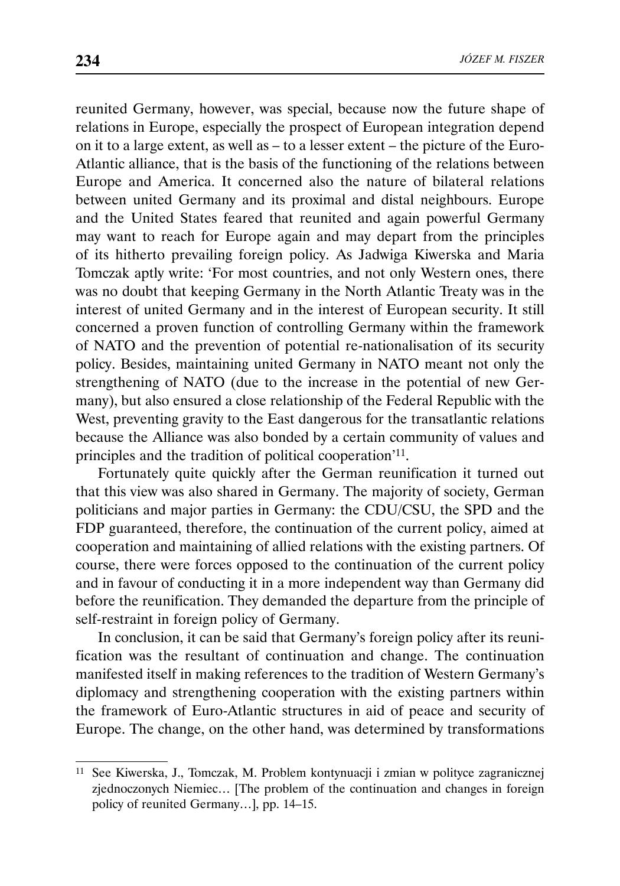reunited Germany, however, was special, because now the future shape of relations in Europe, especially the prospect of European integration depend on it to a large extent, as well as – to a lesser extent – the picture of the Euro-Atlantic alliance, that is the basis of the functioning of the relations between Europe and America. It concerned also the nature of bilateral relations between united Germany and its proximal and distal neighbours. Europe and the United States feared that reunited and again powerful Germany may want to reach for Europe again and may depart from the principles of its hitherto prevailing foreign policy. As Jadwiga Kiwerska and Maria Tomczak aptly write: 'For most countries, and not only Western ones, there was no doubt that keeping Germany in the North Atlantic Treaty was in the interest of united Germany and in the interest of European security. It still concerned a proven function of controlling Germany within the framework of NATO and the prevention of potential re-nationalisation of its security policy. Besides, maintaining united Germany in NATO meant not only the strengthening of NATO (due to the increase in the potential of new Germany), but also ensured a close relationship of the Federal Republic with the West, preventing gravity to the East dangerous for the transatlantic relations because the Alliance was also bonded by a certain community of values and principles and the tradition of political cooperation'[11].

Fortunately quite quickly after the German reunification it turned out that this view was also shared in Germany. The majority of society, German politicians and major parties in Germany: the CDU/CSU, the SPD and the FDP guaranteed, therefore, the continuation of the current policy, aimed at cooperation and maintaining of allied relations with the existing partners. Of course, there were forces opposed to the continuation of the current policy and in favour of conducting it in a more independent way than Germany did before the reunification. They demanded the departure from the principle of self-restraint in foreign policy of Germany.

In conclusion, it can be said that Germany's foreign policy after its reunification was the resultant of continuation and change. The continuation manifested itself in making references to the tradition of Western Germany's diplomacy and strengthening cooperation with the existing partners within the framework of Euro-Atlantic structures in aid of peace and security of Europe. The change, on the other hand, was determined by transformations

---

[11] See Kiwerska, J., Tomczak, M. Problem kontynuacji i zmian w polityce zagranicznej zjednoczonych Niemiec… [The problem of the continuation and changes in foreign policy of reunited Germany…], pp. 14–15.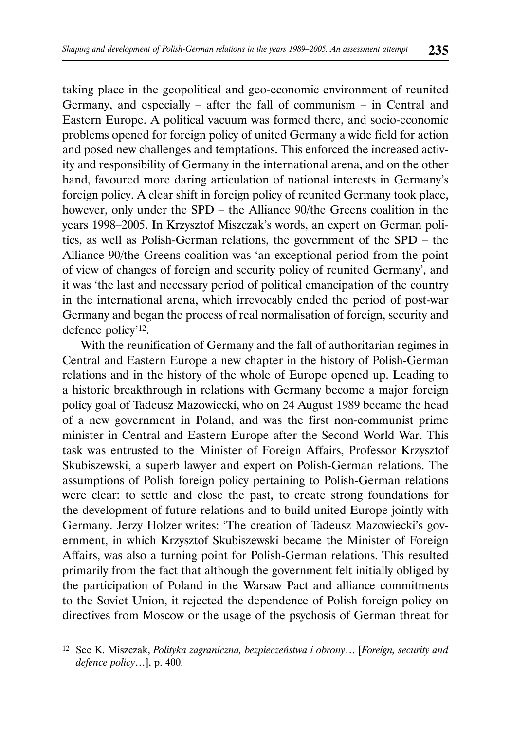taking place in the geopolitical and geo-economic environment of reunited Germany, and especially – after the fall of communism – in Central and Eastern Europe. A political vacuum was formed there, and socio-economic problems opened for foreign policy of united Germany a wide field for action and posed new challenges and temptations. This enforced the increased activity and responsibility of Germany in the international arena, and on the other hand, favoured more daring articulation of national interests in Germany's foreign policy. A clear shift in foreign policy of reunited Germany took place, however, only under the SPD – the Alliance 90/the Greens coalition in the years 1998–2005. In Krzysztof Miszczak's words, an expert on German politics, as well as Polish-German relations, the government of the SPD – the Alliance 90/the Greens coalition was 'an exceptional period from the point of view of changes of foreign and security policy of reunited Germany', and it was 'the last and necessary period of political emancipation of the country in the international arena, which irrevocably ended the period of post-war Germany and began the process of real normalisation of foreign, security and defence policy'[12].

With the reunification of Germany and the fall of authoritarian regimes in Central and Eastern Europe a new chapter in the history of Polish-German relations and in the history of the whole of Europe opened up. Leading to a historic breakthrough in relations with Germany become a major foreign policy goal of Tadeusz Mazowiecki, who on 24 August 1989 became the head of a new government in Poland, and was the first non-communist prime minister in Central and Eastern Europe after the Second World War. This task was entrusted to the Minister of Foreign Affairs, Professor Krzysztof Skubiszewski, a superb lawyer and expert on Polish-German relations. The assumptions of Polish foreign policy pertaining to Polish-German relations were clear: to settle and close the past, to create strong foundations for the development of future relations and to build united Europe jointly with Germany. Jerzy Holzer writes: 'The creation of Tadeusz Mazowiecki's government, in which Krzysztof Skubiszewski became the Minister of Foreign Affairs, was also a turning point for Polish-German relations. This resulted primarily from the fact that although the government felt initially obliged by the participation of Poland in the Warsaw Pact and alliance commitments to the Soviet Union, it rejected the dependence of Polish foreign policy on directives from Moscow or the usage of the psychosis of German threat for

---

[12] See K. Miszczak, *Polityka zagraniczna, bezpieczeństwa i obrony*… [*Foreign, security and defence policy*…], p. 400.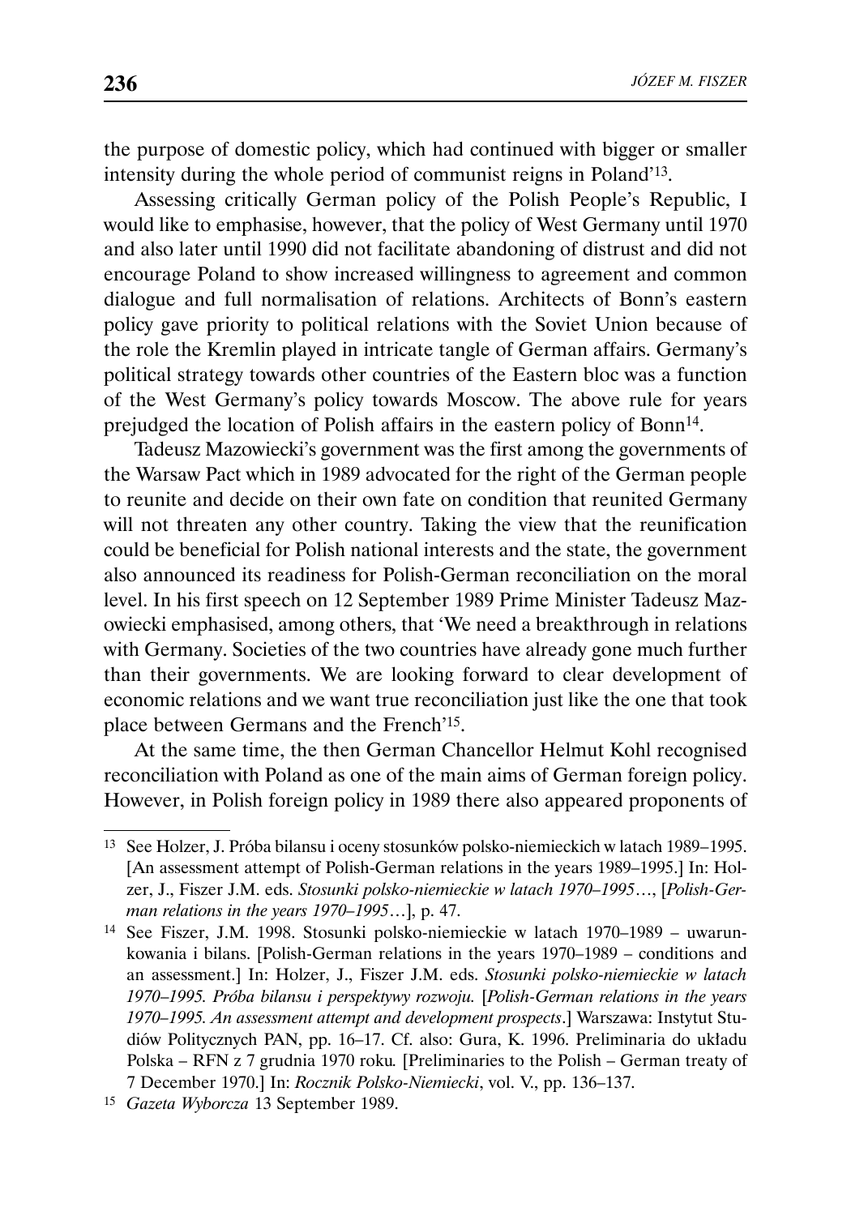the purpose of domestic policy, which had continued with bigger or smaller intensity during the whole period of communist reigns in Poland'[13].

Assessing critically German policy of the Polish People's Republic, I would like to emphasise, however, that the policy of West Germany until 1970 and also later until 1990 did not facilitate abandoning of distrust and did not encourage Poland to show increased willingness to agreement and common dialogue and full normalisation of relations. Architects of Bonn's eastern policy gave priority to political relations with the Soviet Union because of the role the Kremlin played in intricate tangle of German affairs. Germany's political strategy towards other countries of the Eastern bloc was a function of the West Germany's policy towards Moscow. The above rule for years prejudged the location of Polish affairs in the eastern policy of Bonn[14].

Tadeusz Mazowiecki's government was the first among the governments of the Warsaw Pact which in 1989 advocated for the right of the German people to reunite and decide on their own fate on condition that reunited Germany will not threaten any other country. Taking the view that the reunification could be beneficial for Polish national interests and the state, the government also announced its readiness for Polish-German reconciliation on the moral level. In his first speech on 12 September 1989 Prime Minister Tadeusz Mazowiecki emphasised, among others, that 'We need a breakthrough in relations with Germany. Societies of the two countries have already gone much further than their governments. We are looking forward to clear development of economic relations and we want true reconciliation just like the one that took place between Germans and the French'[15].

At the same time, the then German Chancellor Helmut Kohl recognised reconciliation with Poland as one of the main aims of German foreign policy. However, in Polish foreign policy in 1989 there also appeared proponents of

---

[13] See Holzer, J. Próba bilansu i oceny stosunków polsko-niemieckich w latach 1989–1995. [An assessment attempt of Polish-German relations in the years 1989–1995.] In: Holzer, J., Fiszer J.M. eds. *Stosunki polsko-niemieckie w latach 1970–1995…*, [*Polish-German relations in the years 1970–1995…*], p. 47.

[14] See Fiszer, J.M. 1998. Stosunki polsko-niemieckie w latach 1970–1989 – uwarunkowania i bilans. [Polish-German relations in the years 1970–1989 – conditions and an assessment.] In: Holzer, J., Fiszer J.M. eds. *Stosunki polsko-niemieckie w latach 1970–1995. Próba bilansu i perspektywy rozwoju.* [*Polish-German relations in the years 1970–1995. An assessment attempt and development prospects*.] Warszawa: Instytut Studiów Politycznych PAN, pp. 16–17. Cf. also: Gura, K. 1996. Preliminaria do układu Polska – RFN z 7 grudnia 1970 roku. [Preliminaries to the Polish – German treaty of 7 December 1970.] In: *Rocznik Polsko-Niemiecki*, vol. V., pp. 136–137.

[15] *Gazeta Wyborcza* 13 September 1989.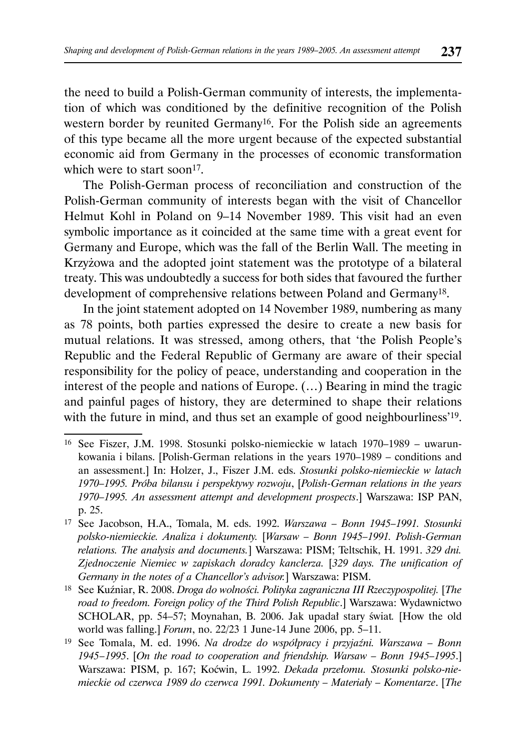the need to build a Polish-German community of interests, the implementation of which was conditioned by the definitive recognition of the Polish western border by reunited Germany[16]. For the Polish side an agreements of this type became all the more urgent because of the expected substantial economic aid from Germany in the processes of economic transformation which were to start soon[17].

The Polish-German process of reconciliation and construction of the Polish-German community of interests began with the visit of Chancellor Helmut Kohl in Poland on 9–14 November 1989. This visit had an even symbolic importance as it coincided at the same time with a great event for Germany and Europe, which was the fall of the Berlin Wall. The meeting in Krzyżowa and the adopted joint statement was the prototype of a bilateral treaty. This was undoubtedly a success for both sides that favoured the further development of comprehensive relations between Poland and Germany[18].

In the joint statement adopted on 14 November 1989, numbering as many as 78 points, both parties expressed the desire to create a new basis for mutual relations. It was stressed, among others, that 'the Polish People's Republic and the Federal Republic of Germany are aware of their special responsibility for the policy of peace, understanding and cooperation in the interest of the people and nations of Europe. (…) Bearing in mind the tragic and painful pages of history, they are determined to shape their relations with the future in mind, and thus set an example of good neighbourliness'[19].

---

[16] See Fiszer, J.M. 1998. Stosunki polsko-niemieckie w latach 1970–1989 – uwarunkowania i bilans. [Polish-German relations in the years 1970–1989 – conditions and an assessment.] In: Holzer, J., Fiszer J.M. eds. *Stosunki polsko-niemieckie w latach 1970–1995. Próba bilansu i perspektywy rozwoju*, [*Polish-German relations in the years 1970–1995. An assessment attempt and development prospects*.] Warszawa: ISP PAN, p. 25.

[17] See Jacobson, H.A., Tomala, M. eds. 1992. *Warszawa – Bonn 1945–1991. Stosunki polsko-niemieckie. Analiza i dokumenty.* [*Warsaw – Bonn 1945–1991. Polish-German relations. The analysis and documents.*] Warszawa: PISM; Teltschik, H. 1991. *329 dni. Zjednoczenie Niemiec w zapiskach doradcy kanclerza.* [*329 days. The unification of Germany in the notes of a Chancellor's advisor.*] Warszawa: PISM.

[18] See Kuźniar, R. 2008. *Droga do wolności. Polityka zagraniczna III Rzeczypospolitej.* [*The road to freedom. Foreign policy of the Third Polish Republic*.] Warszawa: Wydawnictwo SCHOLAR, pp. 54–57; Moynahan, B. 2006. Jak upadał stary świat. [How the old world was falling.] *Forum*, no. 22/23 1 June-14 June 2006, pp. 5–11.

[19] See Tomala, M. ed. 1996. *Na drodze do współpracy i przyjaźni. Warszawa – Bonn 1945–1995*. [*On the road to cooperation and friendship. Warsaw – Bonn 1945–1995*.] Warszawa: PISM, p. 167; Koćwin, L. 1992. *Dekada przełomu. Stosunki polsko-niemieckie od czerwca 1989 do czerwca 1991. Dokumenty – Materiały – Komentarze*. [*The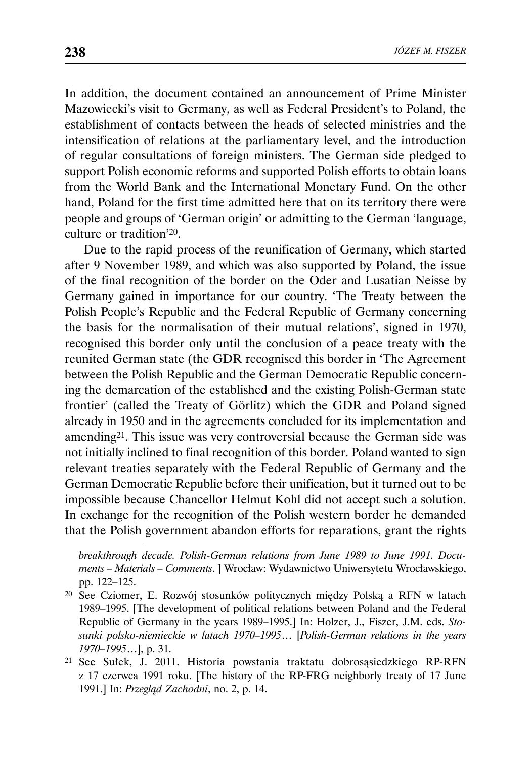In addition, the document contained an announcement of Prime Minister Mazowiecki's visit to Germany, as well as Federal President's to Poland, the establishment of contacts between the heads of selected ministries and the intensification of relations at the parliamentary level, and the introduction of regular consultations of foreign ministers. The German side pledged to support Polish economic reforms and supported Polish efforts to obtain loans from the World Bank and the International Monetary Fund. On the other hand, Poland for the first time admitted here that on its territory there were people and groups of 'German origin' or admitting to the German 'language, culture or tradition'[20].

Due to the rapid process of the reunification of Germany, which started after 9 November 1989, and which was also supported by Poland, the issue of the final recognition of the border on the Oder and Lusatian Neisse by Germany gained in importance for our country. 'The Treaty between the Polish People's Republic and the Federal Republic of Germany concerning the basis for the normalisation of their mutual relations', signed in 1970, recognised this border only until the conclusion of a peace treaty with the reunited German state (the GDR recognised this border in 'The Agreement between the Polish Republic and the German Democratic Republic concerning the demarcation of the established and the existing Polish-German state frontier' (called the Treaty of Görlitz) which the GDR and Poland signed already in 1950 and in the agreements concluded for its implementation and amending[21]. This issue was very controversial because the German side was not initially inclined to final recognition of this border. Poland wanted to sign relevant treaties separately with the Federal Republic of Germany and the German Democratic Republic before their unification, but it turned out to be impossible because Chancellor Helmut Kohl did not accept such a solution. In exchange for the recognition of the Polish western border he demanded that the Polish government abandon efforts for reparations, grant the rights

---

*breakthrough decade. Polish-German relations from June 1989 to June 1991. Documents – Materials – Comments*. ] Wrocław: Wydawnictwo Uniwersytetu Wrocławskiego, pp. 122–125.

[20] See Cziomer, E. Rozwój stosunków politycznych między Polską a RFN w latach 1989–1995. [The development of political relations between Poland and the Federal Republic of Germany in the years 1989–1995.] In: Holzer, J., Fiszer, J.M. eds. *Stosunki polsko-niemieckie w latach 1970–1995…* [*Polish-German relations in the years 1970–1995…*], p. 31.

[21] See Sułek, J. 2011. Historia powstania traktatu dobrosąsiedzkiego RP-RFN z 17 czerwca 1991 roku. [The history of the RP-FRG neighborly treaty of 17 June 1991.] In: *Przegląd Zachodni*, no. 2, p. 14.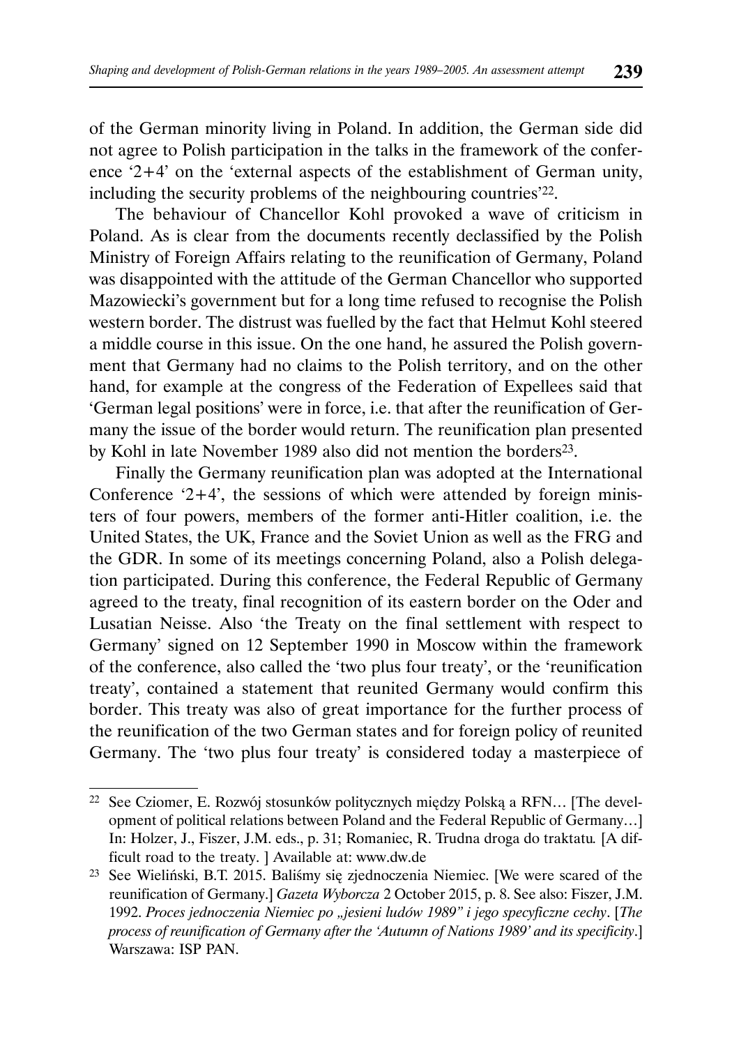of the German minority living in Poland. In addition, the German side did not agree to Polish participation in the talks in the framework of the conference '2+4' on the 'external aspects of the establishment of German unity, including the security problems of the neighbouring countries'[22].

The behaviour of Chancellor Kohl provoked a wave of criticism in Poland. As is clear from the documents recently declassified by the Polish Ministry of Foreign Affairs relating to the reunification of Germany, Poland was disappointed with the attitude of the German Chancellor who supported Mazowiecki's government but for a long time refused to recognise the Polish western border. The distrust was fuelled by the fact that Helmut Kohl steered a middle course in this issue. On the one hand, he assured the Polish government that Germany had no claims to the Polish territory, and on the other hand, for example at the congress of the Federation of Expellees said that 'German legal positions' were in force, i.e. that after the reunification of Germany the issue of the border would return. The reunification plan presented by Kohl in late November 1989 also did not mention the borders[23].

Finally the Germany reunification plan was adopted at the International Conference '2+4', the sessions of which were attended by foreign ministers of four powers, members of the former anti-Hitler coalition, i.e. the United States, the UK, France and the Soviet Union as well as the FRG and the GDR. In some of its meetings concerning Poland, also a Polish delegation participated. During this conference, the Federal Republic of Germany agreed to the treaty, final recognition of its eastern border on the Oder and Lusatian Neisse. Also 'the Treaty on the final settlement with respect to Germany' signed on 12 September 1990 in Moscow within the framework of the conference, also called the 'two plus four treaty', or the 'reunification treaty', contained a statement that reunited Germany would confirm this border. This treaty was also of great importance for the further process of the reunification of the two German states and for foreign policy of reunited Germany. The 'two plus four treaty' is considered today a masterpiece of

---

[22] See Cziomer, E. Rozwój stosunków politycznych między Polską a RFN… [The development of political relations between Poland and the Federal Republic of Germany…] In: Holzer, J., Fiszer, J.M. eds., p. 31; Romaniec, R. Trudna droga do traktatu. [A difficult road to the treaty. ] Available at: www.dw.de

[23] See Wieliński, B.T. 2015. Baliśmy się zjednoczenia Niemiec. [We were scared of the reunification of Germany.] *Gazeta Wyborcza* 2 October 2015, p. 8. See also: Fiszer, J.M. 1992. *Proces jednoczenia Niemiec po „jesieni ludów 1989" i jego specyficzne cechy*. [*The process of reunification of Germany after the 'Autumn of Nations 1989' and its specificity*.] Warszawa: ISP PAN.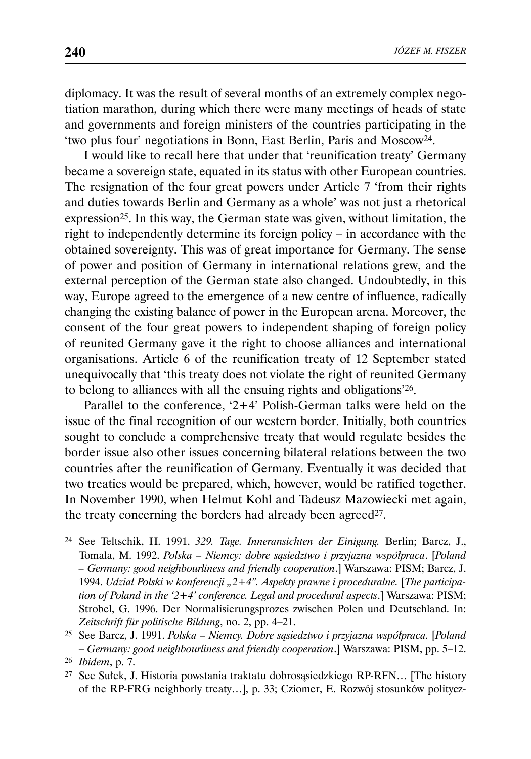diplomacy. It was the result of several months of an extremely complex negotiation marathon, during which there were many meetings of heads of state and governments and foreign ministers of the countries participating in the 'two plus four' negotiations in Bonn, East Berlin, Paris and Moscow[24].

I would like to recall here that under that 'reunification treaty' Germany became a sovereign state, equated in its status with other European countries. The resignation of the four great powers under Article 7 'from their rights and duties towards Berlin and Germany as a whole' was not just a rhetorical expression[25]. In this way, the German state was given, without limitation, the right to independently determine its foreign policy – in accordance with the obtained sovereignty. This was of great importance for Germany. The sense of power and position of Germany in international relations grew, and the external perception of the German state also changed. Undoubtedly, in this way, Europe agreed to the emergence of a new centre of influence, radically changing the existing balance of power in the European arena. Moreover, the consent of the four great powers to independent shaping of foreign policy of reunited Germany gave it the right to choose alliances and international organisations. Article 6 of the reunification treaty of 12 September stated unequivocally that 'this treaty does not violate the right of reunited Germany to belong to alliances with all the ensuing rights and obligations'[26].

Parallel to the conference, '2+4' Polish-German talks were held on the issue of the final recognition of our western border. Initially, both countries sought to conclude a comprehensive treaty that would regulate besides the border issue also other issues concerning bilateral relations between the two countries after the reunification of Germany. Eventually it was decided that two treaties would be prepared, which, however, would be ratified together. In November 1990, when Helmut Kohl and Tadeusz Mazowiecki met again, the treaty concerning the borders had already been agreed[27].

---

[24] See Teltschik, H. 1991. *329. Tage. Inneransichten der Einigung.* Berlin; Barcz, J., Tomala, M. 1992. *Polska – Niemcy: dobre sąsiedztwo i przyjazna współpraca*. [*Poland – Germany: good neighbourliness and friendly cooperation*.] Warszawa: PISM; Barcz, J. 1994. *Udział Polski w konferencji „2+4". Aspekty prawne i proceduralne.* [*The participation of Poland in the '2+4' conference. Legal and procedural aspects*.] Warszawa: PISM; Strobel, G. 1996. Der Normalisierungsprozes zwischen Polen und Deutschland. In: *Zeitschrift für politische Bildung*, no. 2, pp. 4–21.

[25] See Barcz, J. 1991. *Polska – Niemcy. Dobre sąsiedztwo i przyjazna współpraca.* [*Poland – Germany: good neighbourliness and friendly cooperation*.] Warszawa: PISM, pp. 5–12.

[26] *Ibidem*, p. 7.

[27] See Sułek, J. Historia powstania traktatu dobrosąsiedzkiego RP-RFN… [The history of the RP-FRG neighborly treaty…], p. 33; Cziomer, E. Rozwój stosunków politycz-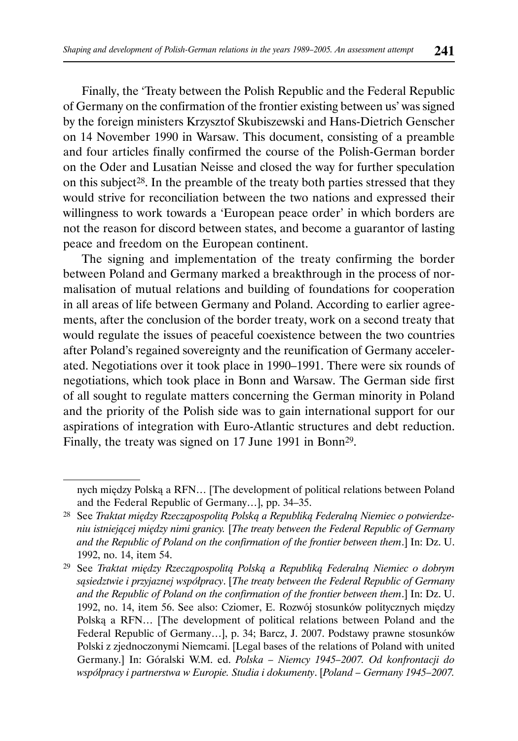Finally, the 'Treaty between the Polish Republic and the Federal Republic of Germany on the confirmation of the frontier existing between us' was signed by the foreign ministers Krzysztof Skubiszewski and Hans-Dietrich Genscher on 14 November 1990 in Warsaw. This document, consisting of a preamble and four articles finally confirmed the course of the Polish-German border on the Oder and Lusatian Neisse and closed the way for further speculation on this subject[28]. In the preamble of the treaty both parties stressed that they would strive for reconciliation between the two nations and expressed their willingness to work towards a 'European peace order' in which borders are not the reason for discord between states, and become a guarantor of lasting peace and freedom on the European continent.

The signing and implementation of the treaty confirming the border between Poland and Germany marked a breakthrough in the process of normalisation of mutual relations and building of foundations for cooperation in all areas of life between Germany and Poland. According to earlier agreements, after the conclusion of the border treaty, work on a second treaty that would regulate the issues of peaceful coexistence between the two countries after Poland's regained sovereignty and the reunification of Germany accelerated. Negotiations over it took place in 1990–1991. There were six rounds of negotiations, which took place in Bonn and Warsaw. The German side first of all sought to regulate matters concerning the German minority in Poland and the priority of the Polish side was to gain international support for our aspirations of integration with Euro-Atlantic structures and debt reduction. Finally, the treaty was signed on 17 June 1991 in Bonn[29].

---

nych między Polską a RFN… [The development of political relations between Poland and the Federal Republic of Germany…], pp. 34–35.

[28] See *Traktat między Rzecząpospolitą Polską a Republiką Federalną Niemiec o potwierdzeniu istniejącej między nimi granicy.* [*The treaty between the Federal Republic of Germany and the Republic of Poland on the confirmation of the frontier between them*.] In: Dz. U. 1992, no. 14, item 54.

[29] See *Traktat między Rzecząpospolitą Polską a Republiką Federalną Niemiec o dobrym sąsiedztwie i przyjaznej współpracy*. [*The treaty between the Federal Republic of Germany and the Republic of Poland on the confirmation of the frontier between them*.] In: Dz. U. 1992, no. 14, item 56. See also: Cziomer, E. Rozwój stosunków politycznych między Polską a RFN… [The development of political relations between Poland and the Federal Republic of Germany…], p. 34; Barcz, J. 2007. Podstawy prawne stosunków Polski z zjednoczonymi Niemcami. [Legal bases of the relations of Poland with united Germany.] In: Góralski W.M. ed. *Polska – Niemcy 1945–2007. Od konfrontacji do współpracy i partnerstwa w Europie. Studia i dokumenty*. [*Poland – Germany 1945–2007.*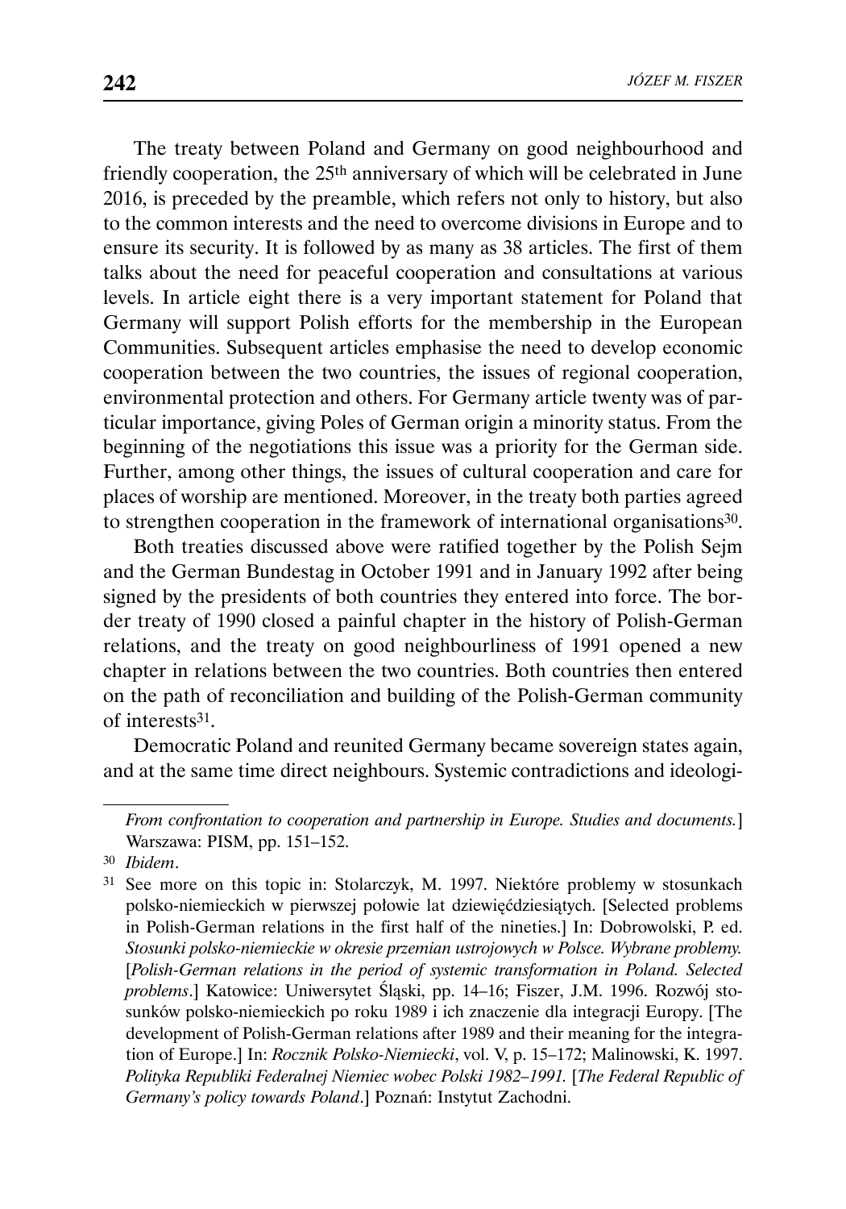The treaty between Poland and Germany on good neighbourhood and friendly cooperation, the 25th anniversary of which will be celebrated in June 2016, is preceded by the preamble, which refers not only to history, but also to the common interests and the need to overcome divisions in Europe and to ensure its security. It is followed by as many as 38 articles. The first of them talks about the need for peaceful cooperation and consultations at various levels. In article eight there is a very important statement for Poland that Germany will support Polish efforts for the membership in the European Communities. Subsequent articles emphasise the need to develop economic cooperation between the two countries, the issues of regional cooperation, environmental protection and others. For Germany article twenty was of particular importance, giving Poles of German origin a minority status. From the beginning of the negotiations this issue was a priority for the German side. Further, among other things, the issues of cultural cooperation and care for places of worship are mentioned. Moreover, in the treaty both parties agreed to strengthen cooperation in the framework of international organisations[30].

Both treaties discussed above were ratified together by the Polish Sejm and the German Bundestag in October 1991 and in January 1992 after being signed by the presidents of both countries they entered into force. The border treaty of 1990 closed a painful chapter in the history of Polish-German relations, and the treaty on good neighbourliness of 1991 opened a new chapter in relations between the two countries. Both countries then entered on the path of reconciliation and building of the Polish-German community of interests[31].

Democratic Poland and reunited Germany became sovereign states again, and at the same time direct neighbours. Systemic contradictions and ideologi-

---

*From confrontation to cooperation and partnership in Europe. Studies and documents.*] Warszawa: PISM, pp. 151–152.

[30] *Ibidem*.

[31] See more on this topic in: Stolarczyk, M. 1997. Niektóre problemy w stosunkach polsko-niemieckich w pierwszej połowie lat dziewięćdziesiątych. [Selected problems in Polish-German relations in the first half of the nineties.] In: Dobrowolski, P. ed. *Stosunki polsko-niemieckie w okresie przemian ustrojowych w Polsce. Wybrane problemy.* [*Polish-German relations in the period of systemic transformation in Poland. Selected problems*.] Katowice: Uniwersytet Śląski, pp. 14–16; Fiszer, J.M. 1996. Rozwój stosunków polsko-niemieckich po roku 1989 i ich znaczenie dla integracji Europy. [The development of Polish-German relations after 1989 and their meaning for the integration of Europe.] In: *Rocznik Polsko-Niemiecki*, vol. V, p. 15–172; Malinowski, K. 1997. *Polityka Republiki Federalnej Niemiec wobec Polski 1982–1991.* [*The Federal Republic of Germany's policy towards Poland*.] Poznań: Instytut Zachodni.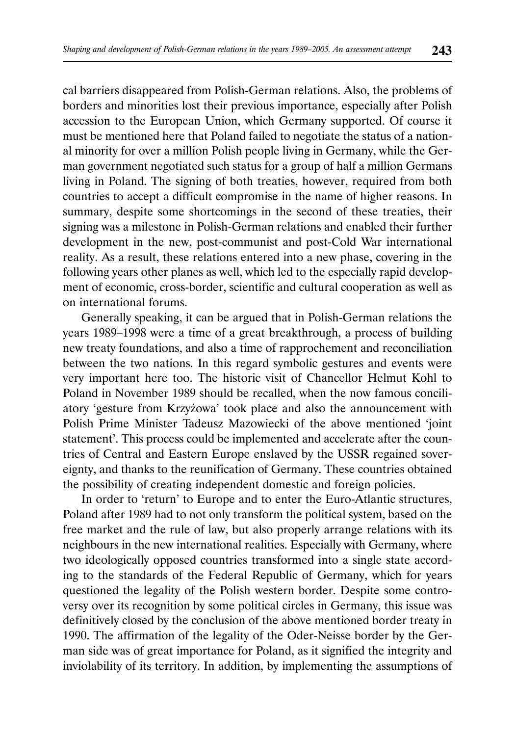cal barriers disappeared from Polish-German relations. Also, the problems of borders and minorities lost their previous importance, especially after Polish accession to the European Union, which Germany supported. Of course it must be mentioned here that Poland failed to negotiate the status of a national minority for over a million Polish people living in Germany, while the German government negotiated such status for a group of half a million Germans living in Poland. The signing of both treaties, however, required from both countries to accept a difficult compromise in the name of higher reasons. In summary, despite some shortcomings in the second of these treaties, their signing was a milestone in Polish-German relations and enabled their further development in the new, post-communist and post-Cold War international reality. As a result, these relations entered into a new phase, covering in the following years other planes as well, which led to the especially rapid development of economic, cross-border, scientific and cultural cooperation as well as on international forums.

Generally speaking, it can be argued that in Polish-German relations the years 1989–1998 were a time of a great breakthrough, a process of building new treaty foundations, and also a time of rapprochement and reconciliation between the two nations. In this regard symbolic gestures and events were very important here too. The historic visit of Chancellor Helmut Kohl to Poland in November 1989 should be recalled, when the now famous conciliatory 'gesture from Krzyżowa' took place and also the announcement with Polish Prime Minister Tadeusz Mazowiecki of the above mentioned 'joint statement'. This process could be implemented and accelerate after the countries of Central and Eastern Europe enslaved by the USSR regained sovereignty, and thanks to the reunification of Germany. These countries obtained the possibility of creating independent domestic and foreign policies.

In order to 'return' to Europe and to enter the Euro-Atlantic structures, Poland after 1989 had to not only transform the political system, based on the free market and the rule of law, but also properly arrange relations with its neighbours in the new international realities. Especially with Germany, where two ideologically opposed countries transformed into a single state according to the standards of the Federal Republic of Germany, which for years questioned the legality of the Polish western border. Despite some controversy over its recognition by some political circles in Germany, this issue was definitively closed by the conclusion of the above mentioned border treaty in 1990. The affirmation of the legality of the Oder-Neisse border by the German side was of great importance for Poland, as it signified the integrity and inviolability of its territory. In addition, by implementing the assumptions of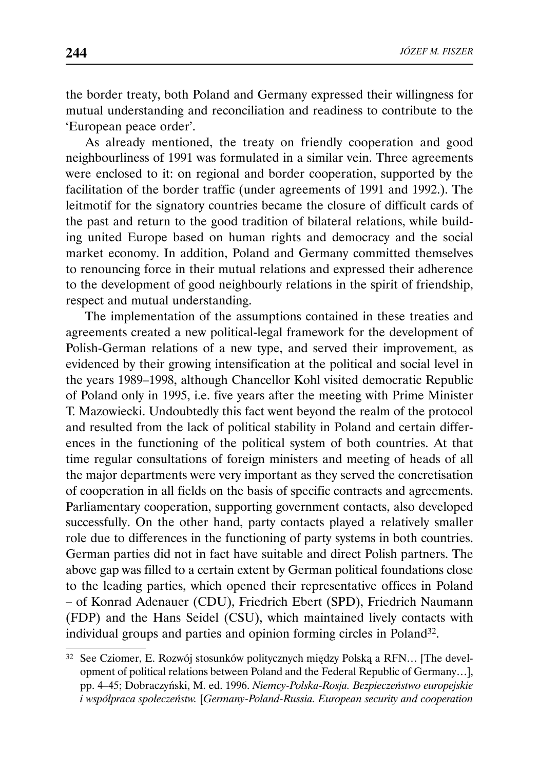the border treaty, both Poland and Germany expressed their willingness for mutual understanding and reconciliation and readiness to contribute to the 'European peace order'.

As already mentioned, the treaty on friendly cooperation and good neighbourliness of 1991 was formulated in a similar vein. Three agreements were enclosed to it: on regional and border cooperation, supported by the facilitation of the border traffic (under agreements of 1991 and 1992.). The leitmotif for the signatory countries became the closure of difficult cards of the past and return to the good tradition of bilateral relations, while building united Europe based on human rights and democracy and the social market economy. In addition, Poland and Germany committed themselves to renouncing force in their mutual relations and expressed their adherence to the development of good neighbourly relations in the spirit of friendship, respect and mutual understanding.

The implementation of the assumptions contained in these treaties and agreements created a new political-legal framework for the development of Polish-German relations of a new type, and served their improvement, as evidenced by their growing intensification at the political and social level in the years 1989–1998, although Chancellor Kohl visited democratic Republic of Poland only in 1995, i.e. five years after the meeting with Prime Minister T. Mazowiecki. Undoubtedly this fact went beyond the realm of the protocol and resulted from the lack of political stability in Poland and certain differences in the functioning of the political system of both countries. At that time regular consultations of foreign ministers and meeting of heads of all the major departments were very important as they served the concretisation of cooperation in all fields on the basis of specific contracts and agreements. Parliamentary cooperation, supporting government contacts, also developed successfully. On the other hand, party contacts played a relatively smaller role due to differences in the functioning of party systems in both countries. German parties did not in fact have suitable and direct Polish partners. The above gap was filled to a certain extent by German political foundations close to the leading parties, which opened their representative offices in Poland – of Konrad Adenauer (CDU), Friedrich Ebert (SPD), Friedrich Naumann (FDP) and the Hans Seidel (CSU), which maintained lively contacts with individual groups and parties and opinion forming circles in Poland[32].

---

[32] See Cziomer, E. Rozwój stosunków politycznych między Polską a RFN… [The development of political relations between Poland and the Federal Republic of Germany…], pp. 4–45; Dobraczyński, M. ed. 1996. *Niemcy-Polska-Rosja. Bezpieczeństwo europejskie i współpraca społeczeństw.* [*Germany-Poland-Russia. European security and cooperation*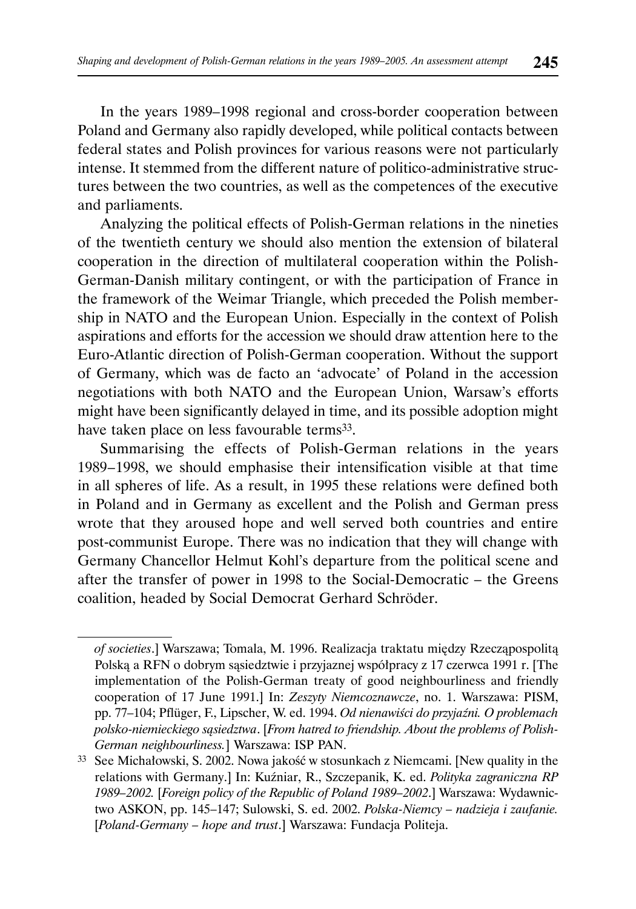In the years 1989–1998 regional and cross-border cooperation between Poland and Germany also rapidly developed, while political contacts between federal states and Polish provinces for various reasons were not particularly intense. It stemmed from the different nature of politico-administrative structures between the two countries, as well as the competences of the executive and parliaments.

Analyzing the political effects of Polish-German relations in the nineties of the twentieth century we should also mention the extension of bilateral cooperation in the direction of multilateral cooperation within the Polish-German-Danish military contingent, or with the participation of France in the framework of the Weimar Triangle, which preceded the Polish membership in NATO and the European Union. Especially in the context of Polish aspirations and efforts for the accession we should draw attention here to the Euro-Atlantic direction of Polish-German cooperation. Without the support of Germany, which was de facto an 'advocate' of Poland in the accession negotiations with both NATO and the European Union, Warsaw's efforts might have been significantly delayed in time, and its possible adoption might have taken place on less favourable terms[33].

Summarising the effects of Polish-German relations in the years 1989–1998, we should emphasise their intensification visible at that time in all spheres of life. As a result, in 1995 these relations were defined both in Poland and in Germany as excellent and the Polish and German press wrote that they aroused hope and well served both countries and entire post-communist Europe. There was no indication that they will change with Germany Chancellor Helmut Kohl's departure from the political scene and after the transfer of power in 1998 to the Social-Democratic – the Greens coalition, headed by Social Democrat Gerhard Schröder.

---

*of societies*.] Warszawa; Tomala, M. 1996. Realizacja traktatu między Rzecząpospolitą Polską a RFN o dobrym sąsiedztwie i przyjaznej współpracy z 17 czerwca 1991 r. [The implementation of the Polish-German treaty of good neighbourliness and friendly cooperation of 17 June 1991.] In: *Zeszyty Niemcoznawcze*, no. 1. Warszawa: PISM, pp. 77–104; Pflüger, F., Lipscher, W. ed. 1994. *Od nienawiści do przyjaźni. O problemach polsko-niemieckiego sąsiedztwa*. [*From hatred to friendship. About the problems of Polish-German neighbourliness.*] Warszawa: ISP PAN.

[33] See Michałowski, S. 2002. Nowa jakość w stosunkach z Niemcami. [New quality in the relations with Germany.] In: Kuźniar, R., Szczepanik, K. ed. *Polityka zagraniczna RP 1989–2002.* [*Foreign policy of the Republic of Poland 1989–2002*.] Warszawa: Wydawnictwo ASKON, pp. 145–147; Sulowski, S. ed. 2002. *Polska-Niemcy – nadzieja i zaufanie.* [*Poland-Germany – hope and trust*.] Warszawa: Fundacja Politeja.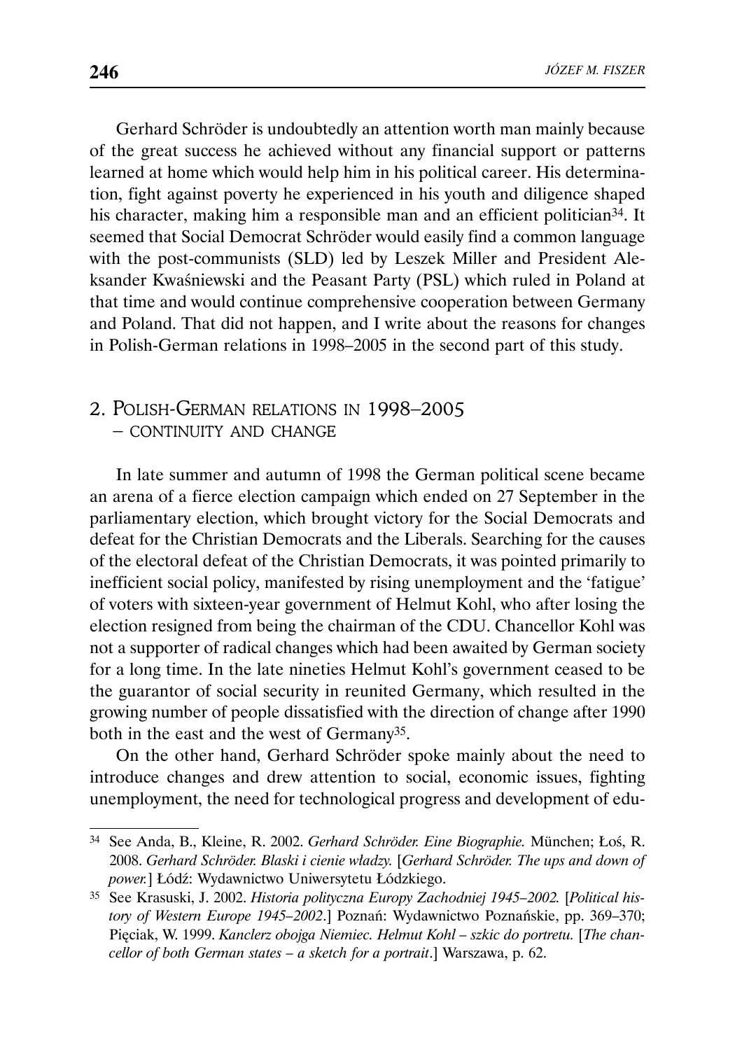Gerhard Schröder is undoubtedly an attention worth man mainly because of the great success he achieved without any financial support or patterns learned at home which would help him in his political career. His determination, fight against poverty he experienced in his youth and diligence shaped his character, making him a responsible man and an efficient politician[34]. It seemed that Social Democrat Schröder would easily find a common language with the post-communists (SLD) led by Leszek Miller and President Aleksander Kwaśniewski and the Peasant Party (PSL) which ruled in Poland at that time and would continue comprehensive cooperation between Germany and Poland. That did not happen, and I write about the reasons for changes in Polish-German relations in 1998–2005 in the second part of this study.

## 2. Polish-German relations in 1998–2005 – continuity and change

In late summer and autumn of 1998 the German political scene became an arena of a fierce election campaign which ended on 27 September in the parliamentary election, which brought victory for the Social Democrats and defeat for the Christian Democrats and the Liberals. Searching for the causes of the electoral defeat of the Christian Democrats, it was pointed primarily to inefficient social policy, manifested by rising unemployment and the 'fatigue' of voters with sixteen-year government of Helmut Kohl, who after losing the election resigned from being the chairman of the CDU. Chancellor Kohl was not a supporter of radical changes which had been awaited by German society for a long time. In the late nineties Helmut Kohl's government ceased to be the guarantor of social security in reunited Germany, which resulted in the growing number of people dissatisfied with the direction of change after 1990 both in the east and the west of Germany[35].

On the other hand, Gerhard Schröder spoke mainly about the need to introduce changes and drew attention to social, economic issues, fighting unemployment, the need for technological progress and development of edu-

---

[34] See Anda, B., Kleine, R. 2002. *Gerhard Schröder. Eine Biographie.* München; Łoś, R. 2008. *Gerhard Schröder. Blaski i cienie władzy.* [*Gerhard Schröder. The ups and down of power.*] Łódź: Wydawnictwo Uniwersytetu Łódzkiego.

[35] See Krasuski, J. 2002. *Historia polityczna Europy Zachodniej 1945–2002.* [*Political history of Western Europe 1945–2002*.] Poznań: Wydawnictwo Poznańskie, pp. 369–370; Pięciak, W. 1999. *Kanclerz obojga Niemiec. Helmut Kohl – szkic do portretu.* [*The chancellor of both German states – a sketch for a portrait*.] Warszawa, p. 62.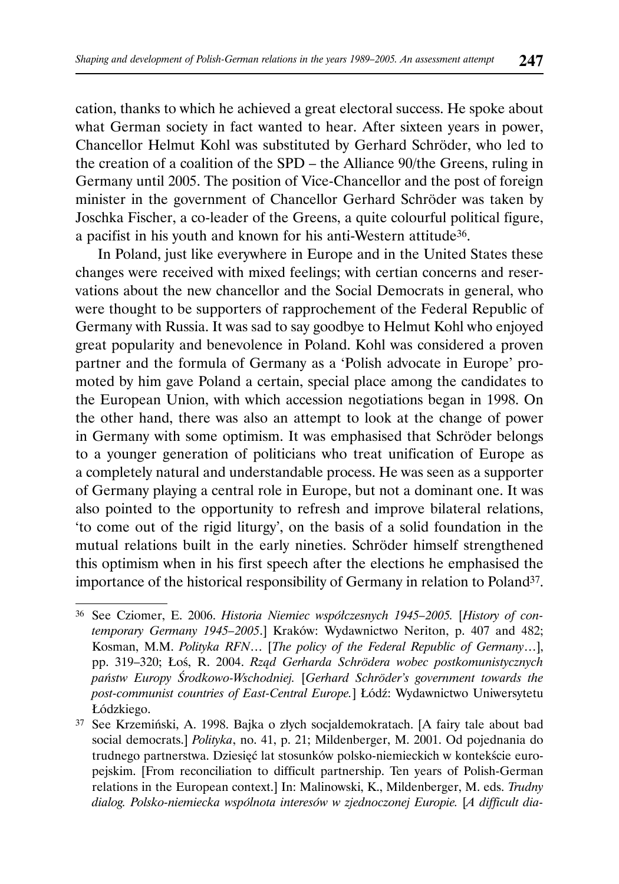cation, thanks to which he achieved a great electoral success. He spoke about what German society in fact wanted to hear. After sixteen years in power, Chancellor Helmut Kohl was substituted by Gerhard Schröder, who led to the creation of a coalition of the SPD – the Alliance 90/the Greens, ruling in Germany until 2005. The position of Vice-Chancellor and the post of foreign minister in the government of Chancellor Gerhard Schröder was taken by Joschka Fischer, a co-leader of the Greens, a quite colourful political figure, a pacifist in his youth and known for his anti-Western attitude[36].

In Poland, just like everywhere in Europe and in the United States these changes were received with mixed feelings; with certian concerns and reservations about the new chancellor and the Social Democrats in general, who were thought to be supporters of rapprochement of the Federal Republic of Germany with Russia. It was sad to say goodbye to Helmut Kohl who enjoyed great popularity and benevolence in Poland. Kohl was considered a proven partner and the formula of Germany as a 'Polish advocate in Europe' promoted by him gave Poland a certain, special place among the candidates to the European Union, with which accession negotiations began in 1998. On the other hand, there was also an attempt to look at the change of power in Germany with some optimism. It was emphasised that Schröder belongs to a younger generation of politicians who treat unification of Europe as a completely natural and understandable process. He was seen as a supporter of Germany playing a central role in Europe, but not a dominant one. It was also pointed to the opportunity to refresh and improve bilateral relations, 'to come out of the rigid liturgy', on the basis of a solid foundation in the mutual relations built in the early nineties. Schröder himself strengthened this optimism when in his first speech after the elections he emphasised the importance of the historical responsibility of Germany in relation to Poland[37].

---

[36] See Cziomer, E. 2006. *Historia Niemiec współczesnych 1945–2005.* [*History of contemporary Germany 1945–2005*.] Kraków: Wydawnictwo Neriton, p. 407 and 482; Kosman, M.M. *Polityka RFN*… [*The policy of the Federal Republic of Germany*…], pp. 319–320; Łoś, R. 2004. *Rząd Gerharda Schrödera wobec postkomunistycznych państw Europy Środkowo-Wschodniej.* [*Gerhard Schröder's government towards the post-communist countries of East-Central Europe.*] Łódź: Wydawnictwo Uniwersytetu Łódzkiego.

[37] See Krzemiński, A. 1998. Bajka o złych socjaldemokratach. [A fairy tale about bad social democrats.] *Polityka*, no. 41, p. 21; Mildenberger, M. 2001. Od pojednania do trudnego partnerstwa. Dziesięć lat stosunków polsko-niemieckich w kontekście europejskim. [From reconciliation to difficult partnership. Ten years of Polish-German relations in the European context.] In: Malinowski, K., Mildenberger, M. eds. *Trudny dialog. Polsko-niemiecka wspólnota interesów w zjednoczonej Europie.* [*A difficult dia-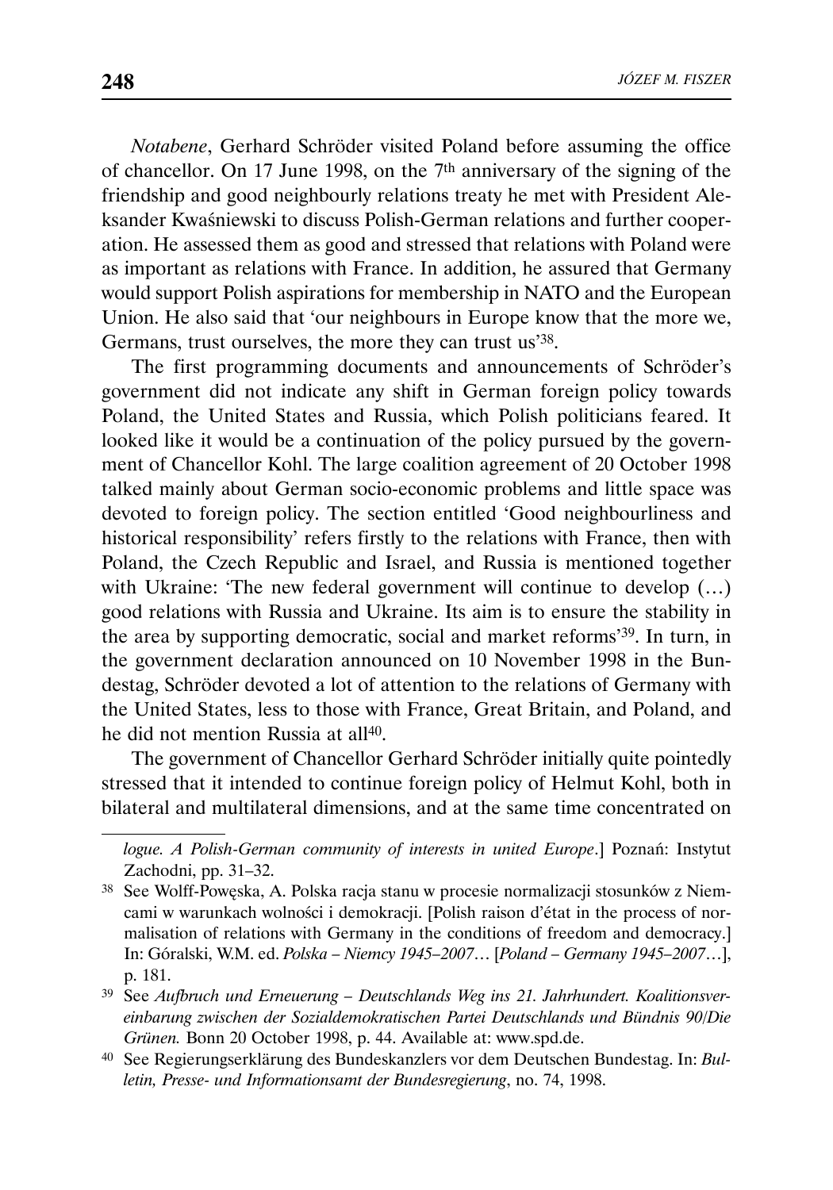*Notabene*, Gerhard Schröder visited Poland before assuming the office of chancellor. On 17 June 1998, on the 7th anniversary of the signing of the friendship and good neighbourly relations treaty he met with President Aleksander Kwaśniewski to discuss Polish-German relations and further cooperation. He assessed them as good and stressed that relations with Poland were as important as relations with France. In addition, he assured that Germany would support Polish aspirations for membership in NATO and the European Union. He also said that 'our neighbours in Europe know that the more we, Germans, trust ourselves, the more they can trust us'[38].

The first programming documents and announcements of Schröder's government did not indicate any shift in German foreign policy towards Poland, the United States and Russia, which Polish politicians feared. It looked like it would be a continuation of the policy pursued by the government of Chancellor Kohl. The large coalition agreement of 20 October 1998 talked mainly about German socio-economic problems and little space was devoted to foreign policy. The section entitled 'Good neighbourliness and historical responsibility' refers firstly to the relations with France, then with Poland, the Czech Republic and Israel, and Russia is mentioned together with Ukraine: 'The new federal government will continue to develop (…) good relations with Russia and Ukraine. Its aim is to ensure the stability in the area by supporting democratic, social and market reforms'[39]. In turn, in the government declaration announced on 10 November 1998 in the Bundestag, Schröder devoted a lot of attention to the relations of Germany with the United States, less to those with France, Great Britain, and Poland, and he did not mention Russia at all[40].

The government of Chancellor Gerhard Schröder initially quite pointedly stressed that it intended to continue foreign policy of Helmut Kohl, both in bilateral and multilateral dimensions, and at the same time concentrated on

---

*logue. A Polish-German community of interests in united Europe*.] Poznań: Instytut Zachodni, pp. 31–32.

38 See Wolff-Powęska, A. Polska racja stanu w procesie normalizacji stosunków z Niemcami w warunkach wolności i demokracji. [Polish raison d'état in the process of normalisation of relations with Germany in the conditions of freedom and democracy.] In: Góralski, W.M. ed. *Polska – Niemcy 1945–2007*… [*Poland – Germany 1945–2007*…], p. 181.

39 See *Aufbruch und Erneuerung – Deutschlands Weg ins 21. Jahrhundert. Koalitionsvereinbarung zwischen der Sozialdemokratischen Partei Deutschlands und Bündnis 90/Die Grünen.* Bonn 20 October 1998, p. 44. Available at: www.spd.de.

40 See Regierungserklärung des Bundeskanzlers vor dem Deutschen Bundestag. In: *Bulletin, Presse- und Informationsamt der Bundesregierung*, no. 74, 1998.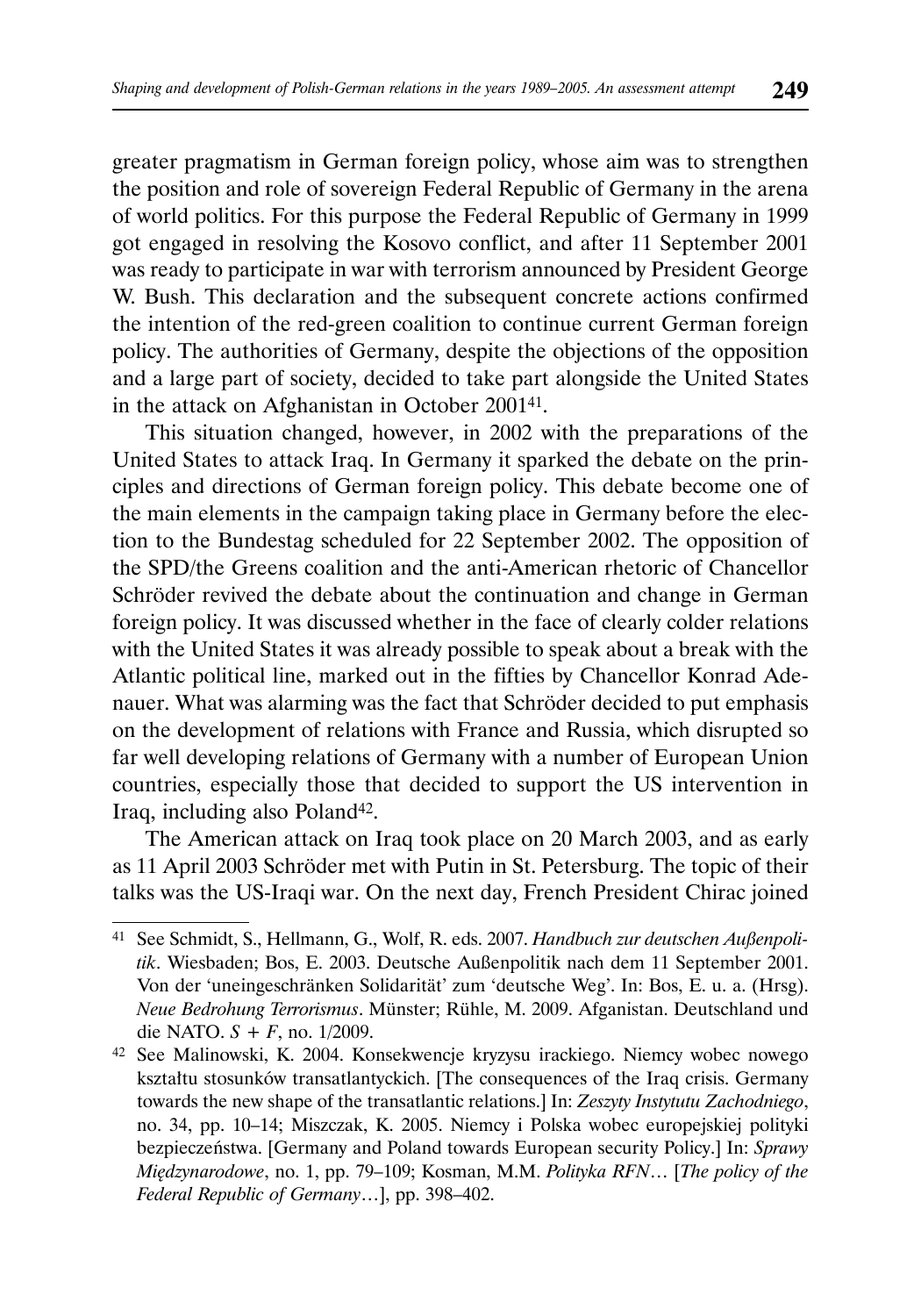greater pragmatism in German foreign policy, whose aim was to strengthen the position and role of sovereign Federal Republic of Germany in the arena of world politics. For this purpose the Federal Republic of Germany in 1999 got engaged in resolving the Kosovo conflict, and after 11 September 2001 was ready to participate in war with terrorism announced by President George W. Bush. This declaration and the subsequent concrete actions confirmed the intention of the red-green coalition to continue current German foreign policy. The authorities of Germany, despite the objections of the opposition and a large part of society, decided to take part alongside the United States in the attack on Afghanistan in October 2001[41].

This situation changed, however, in 2002 with the preparations of the United States to attack Iraq. In Germany it sparked the debate on the principles and directions of German foreign policy. This debate become one of the main elements in the campaign taking place in Germany before the election to the Bundestag scheduled for 22 September 2002. The opposition of the SPD/the Greens coalition and the anti-American rhetoric of Chancellor Schröder revived the debate about the continuation and change in German foreign policy. It was discussed whether in the face of clearly colder relations with the United States it was already possible to speak about a break with the Atlantic political line, marked out in the fifties by Chancellor Konrad Adenauer. What was alarming was the fact that Schröder decided to put emphasis on the development of relations with France and Russia, which disrupted so far well developing relations of Germany with a number of European Union countries, especially those that decided to support the US intervention in Iraq, including also Poland[42].

The American attack on Iraq took place on 20 March 2003, and as early as 11 April 2003 Schröder met with Putin in St. Petersburg. The topic of their talks was the US-Iraqi war. On the next day, French President Chirac joined

---

[41] See Schmidt, S., Hellmann, G., Wolf, R. eds. 2007. *Handbuch zur deutschen Außenpolitik*. Wiesbaden; Bos, E. 2003. Deutsche Außenpolitik nach dem 11 September 2001. Von der 'uneingeschränken Solidarität' zum 'deutsche Weg'. In: Bos, E. u. a. (Hrsg). *Neue Bedrohung Terrorismus*. Münster; Rühle, M. 2009. Afganistan. Deutschland und die NATO. *S + F*, no. 1/2009.

[42] See Malinowski, K. 2004. Konsekwencje kryzysu irackiego. Niemcy wobec nowego kształtu stosunków transatlantyckich. [The consequences of the Iraq crisis. Germany towards the new shape of the transatlantic relations.] In: *Zeszyty Instytutu Zachodniego*, no. 34, pp. 10–14; Miszczak, K. 2005. Niemcy i Polska wobec europejskiej polityki bezpieczeństwa. [Germany and Poland towards European security Policy.] In: *Sprawy Międzynarodowe*, no. 1, pp. 79–109; Kosman, M.M. *Polityka RFN*… [*The policy of the Federal Republic of Germany*…], pp. 398–402.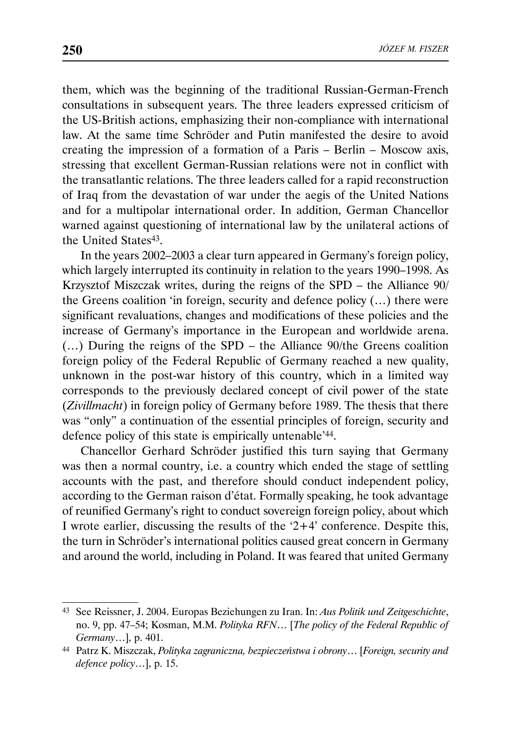them, which was the beginning of the traditional Russian-German-French consultations in subsequent years. The three leaders expressed criticism of the US-British actions, emphasizing their non-compliance with international law. At the same time Schröder and Putin manifested the desire to avoid creating the impression of a formation of a Paris – Berlin – Moscow axis, stressing that excellent German-Russian relations were not in conflict with the transatlantic relations. The three leaders called for a rapid reconstruction of Iraq from the devastation of war under the aegis of the United Nations and for a multipolar international order. In addition, German Chancellor warned against questioning of international law by the unilateral actions of the United States[43].

In the years 2002–2003 a clear turn appeared in Germany's foreign policy, which largely interrupted its continuity in relation to the years 1990–1998. As Krzysztof Miszczak writes, during the reigns of the SPD – the Alliance 90/ the Greens coalition 'in foreign, security and defence policy (…) there were significant revaluations, changes and modifications of these policies and the increase of Germany's importance in the European and worldwide arena. (…) During the reigns of the SPD – the Alliance 90/the Greens coalition foreign policy of the Federal Republic of Germany reached a new quality, unknown in the post-war history of this country, which in a limited way corresponds to the previously declared concept of civil power of the state (*Zivillmacht*) in foreign policy of Germany before 1989. The thesis that there was "only" a continuation of the essential principles of foreign, security and defence policy of this state is empirically untenable'[44].

Chancellor Gerhard Schröder justified this turn saying that Germany was then a normal country, i.e. a country which ended the stage of settling accounts with the past, and therefore should conduct independent policy, according to the German raison d'état. Formally speaking, he took advantage of reunified Germany's right to conduct sovereign foreign policy, about which I wrote earlier, discussing the results of the '2+4' conference. Despite this, the turn in Schröder's international politics caused great concern in Germany and around the world, including in Poland. It was feared that united Germany

---

[43] See Reissner, J. 2004. Europas Beziehungen zu Iran. In: *Aus Politik und Zeitgeschichte*, no. 9, pp. 47–54; Kosman, M.M. *Polityka RFN*… [*The policy of the Federal Republic of Germany*…], p. 401.

[44] Patrz K. Miszczak, *Polityka zagraniczna, bezpieczeństwa i obrony*… [*Foreign, security and defence policy*…], p. 15.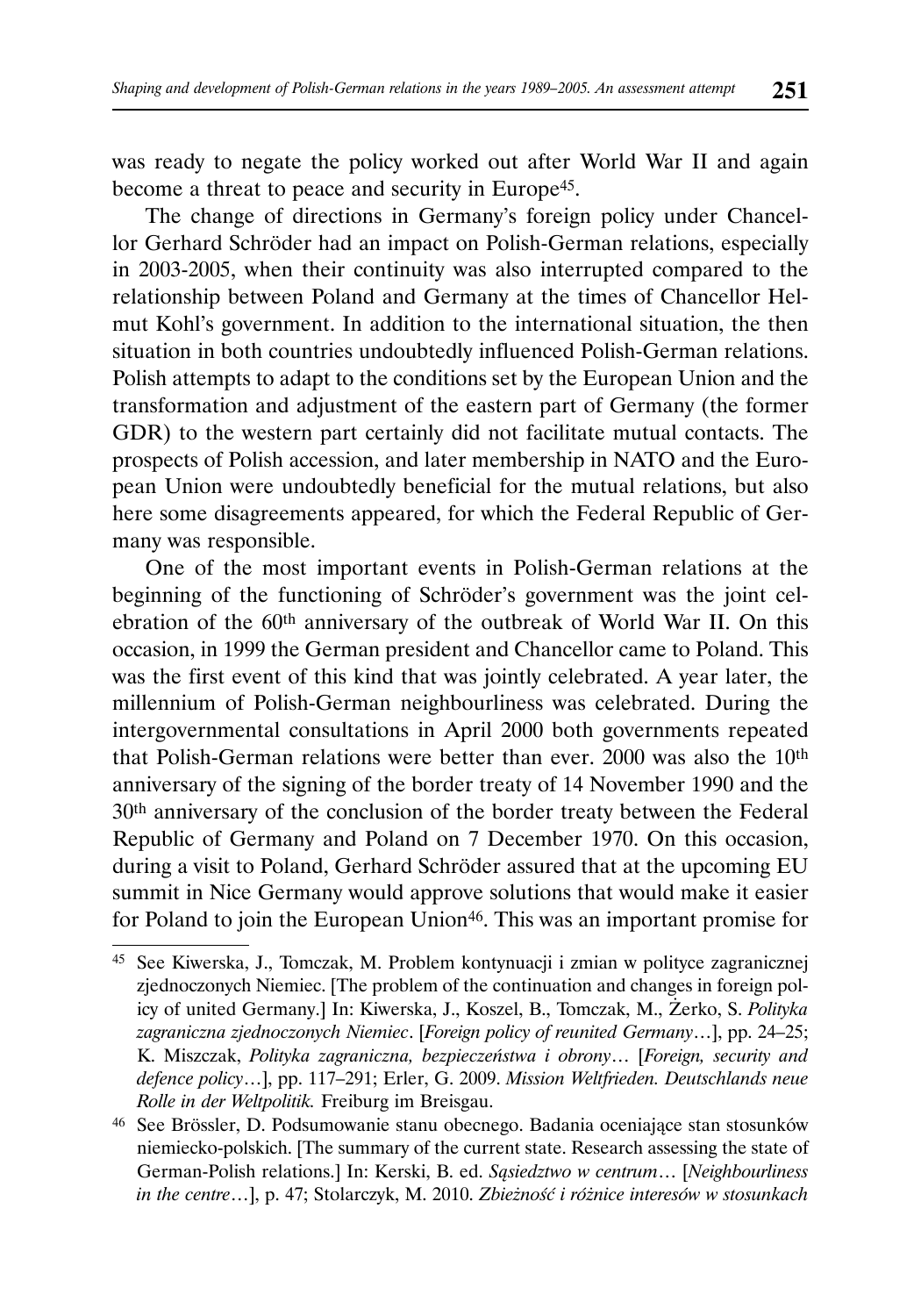was ready to negate the policy worked out after World War II and again become a threat to peace and security in Europe[45].

The change of directions in Germany's foreign policy under Chancellor Gerhard Schröder had an impact on Polish-German relations, especially in 2003-2005, when their continuity was also interrupted compared to the relationship between Poland and Germany at the times of Chancellor Helmut Kohl's government. In addition to the international situation, the then situation in both countries undoubtedly influenced Polish-German relations. Polish attempts to adapt to the conditions set by the European Union and the transformation and adjustment of the eastern part of Germany (the former GDR) to the western part certainly did not facilitate mutual contacts. The prospects of Polish accession, and later membership in NATO and the European Union were undoubtedly beneficial for the mutual relations, but also here some disagreements appeared, for which the Federal Republic of Germany was responsible.

One of the most important events in Polish-German relations at the beginning of the functioning of Schröder's government was the joint celebration of the 60th anniversary of the outbreak of World War II. On this occasion, in 1999 the German president and Chancellor came to Poland. This was the first event of this kind that was jointly celebrated. A year later, the millennium of Polish-German neighbourliness was celebrated. During the intergovernmental consultations in April 2000 both governments repeated that Polish-German relations were better than ever. 2000 was also the 10th anniversary of the signing of the border treaty of 14 November 1990 and the 30th anniversary of the conclusion of the border treaty between the Federal Republic of Germany and Poland on 7 December 1970. On this occasion, during a visit to Poland, Gerhard Schröder assured that at the upcoming EU summit in Nice Germany would approve solutions that would make it easier for Poland to join the European Union[46]. This was an important promise for

---

[45] See Kiwerska, J., Tomczak, M. Problem kontynuacji i zmian w polityce zagranicznej zjednoczonych Niemiec. [The problem of the continuation and changes in foreign policy of united Germany.] In: Kiwerska, J., Koszel, B., Tomczak, M., Żerko, S. *Polityka zagraniczna zjednoczonych Niemiec*. [*Foreign policy of reunited Germany*…], pp. 24–25; K. Miszczak, *Polityka zagraniczna, bezpieczeństwa i obrony*… [*Foreign, security and defence policy*…], pp. 117–291; Erler, G. 2009. *Mission Weltfrieden. Deutschlands neue Rolle in der Weltpolitik.* Freiburg im Breisgau.

[46] See Brössler, D. Podsumowanie stanu obecnego. Badania oceniające stan stosunków niemiecko-polskich. [The summary of the current state. Research assessing the state of German-Polish relations.] In: Kerski, B. ed. *Sąsiedztwo w centrum*… [*Neighbourliness in the centre*…], p. 47; Stolarczyk, M. 2010. *Zbieżność i różnice interesów w stosunkach*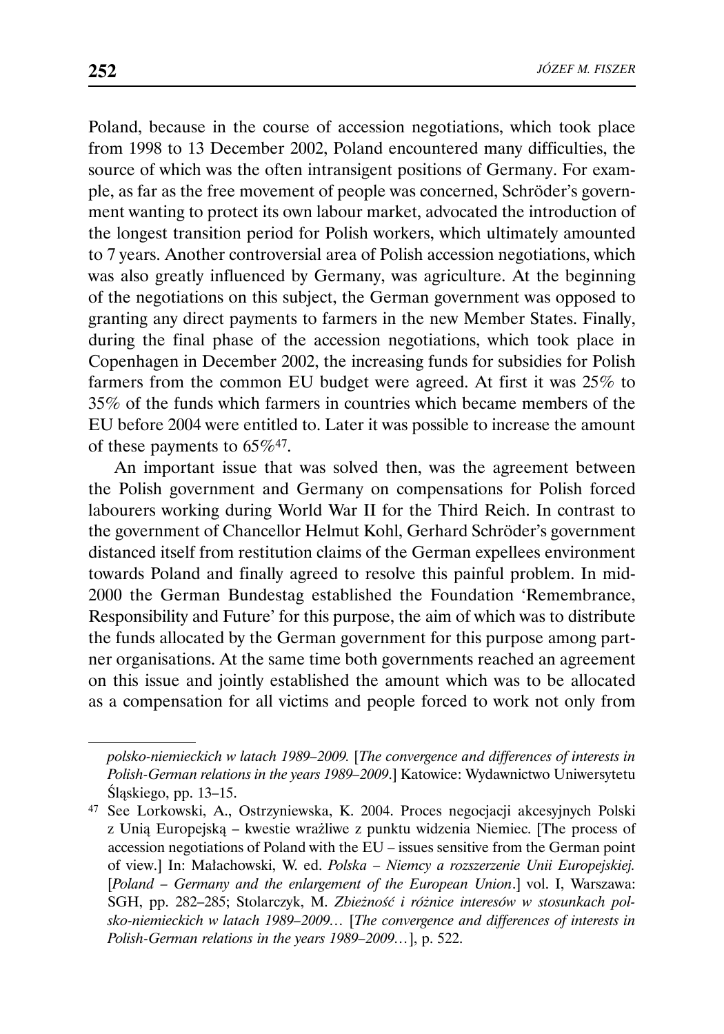Poland, because in the course of accession negotiations, which took place from 1998 to 13 December 2002, Poland encountered many difficulties, the source of which was the often intransigent positions of Germany. For example, as far as the free movement of people was concerned, Schröder's government wanting to protect its own labour market, advocated the introduction of the longest transition period for Polish workers, which ultimately amounted to 7 years. Another controversial area of Polish accession negotiations, which was also greatly influenced by Germany, was agriculture. At the beginning of the negotiations on this subject, the German government was opposed to granting any direct payments to farmers in the new Member States. Finally, during the final phase of the accession negotiations, which took place in Copenhagen in December 2002, the increasing funds for subsidies for Polish farmers from the common EU budget were agreed. At first it was 25% to 35% of the funds which farmers in countries which became members of the EU before 2004 were entitled to. Later it was possible to increase the amount of these payments to 65%[47].

An important issue that was solved then, was the agreement between the Polish government and Germany on compensations for Polish forced labourers working during World War II for the Third Reich. In contrast to the government of Chancellor Helmut Kohl, Gerhard Schröder's government distanced itself from restitution claims of the German expellees environment towards Poland and finally agreed to resolve this painful problem. In mid-2000 the German Bundestag established the Foundation 'Remembrance, Responsibility and Future' for this purpose, the aim of which was to distribute the funds allocated by the German government for this purpose among partner organisations. At the same time both governments reached an agreement on this issue and jointly established the amount which was to be allocated as a compensation for all victims and people forced to work not only from

---

*polsko-niemieckich w latach 1989–2009.* [*The convergence and differences of interests in Polish-German relations in the years 1989–2009*.] Katowice: Wydawnictwo Uniwersytetu Śląskiego, pp. 13–15.

[47] See Lorkowski, A., Ostrzyniewska, K. 2004. Proces negocjacji akcesyjnych Polski z Unią Europejską – kwestie wrażliwe z punktu widzenia Niemiec. [The process of accession negotiations of Poland with the EU – issues sensitive from the German point of view.] In: Małachowski, W. ed. *Polska – Niemcy a rozszerzenie Unii Europejskiej.* [*Poland – Germany and the enlargement of the European Union*.] vol. I, Warszawa: SGH, pp. 282–285; Stolarczyk, M. *Zbieżność i różnice interesów w stosunkach polsko-niemieckich w latach 1989–2009…* [*The convergence and differences of interests in Polish-German relations in the years 1989–2009…*], p. 522.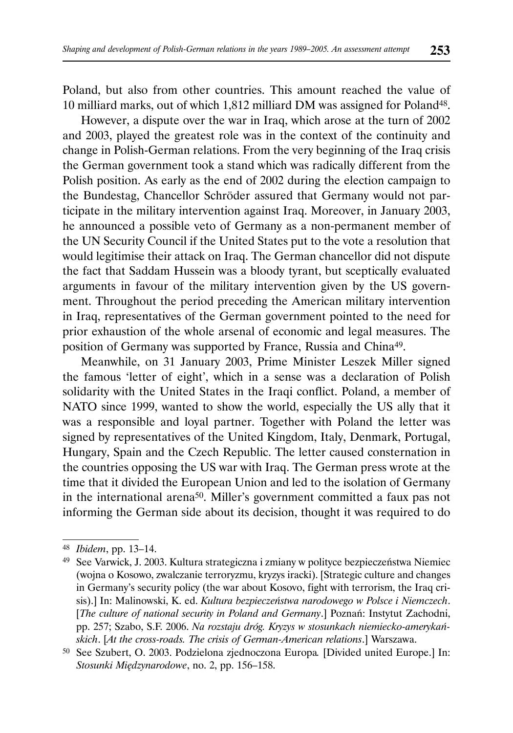Poland, but also from other countries. This amount reached the value of 10 milliard marks, out of which 1,812 milliard DM was assigned for Poland[48].

However, a dispute over the war in Iraq, which arose at the turn of 2002 and 2003, played the greatest role was in the context of the continuity and change in Polish-German relations. From the very beginning of the Iraq crisis the German government took a stand which was radically different from the Polish position. As early as the end of 2002 during the election campaign to the Bundestag, Chancellor Schröder assured that Germany would not participate in the military intervention against Iraq. Moreover, in January 2003, he announced a possible veto of Germany as a non-permanent member of the UN Security Council if the United States put to the vote a resolution that would legitimise their attack on Iraq. The German chancellor did not dispute the fact that Saddam Hussein was a bloody tyrant, but sceptically evaluated arguments in favour of the military intervention given by the US government. Throughout the period preceding the American military intervention in Iraq, representatives of the German government pointed to the need for prior exhaustion of the whole arsenal of economic and legal measures. The position of Germany was supported by France, Russia and China[49].

Meanwhile, on 31 January 2003, Prime Minister Leszek Miller signed the famous 'letter of eight', which in a sense was a declaration of Polish solidarity with the United States in the Iraqi conflict. Poland, a member of NATO since 1999, wanted to show the world, especially the US ally that it was a responsible and loyal partner. Together with Poland the letter was signed by representatives of the United Kingdom, Italy, Denmark, Portugal, Hungary, Spain and the Czech Republic. The letter caused consternation in the countries opposing the US war with Iraq. The German press wrote at the time that it divided the European Union and led to the isolation of Germany in the international arena[50]. Miller's government committed a faux pas not informing the German side about its decision, thought it was required to do

---

[48] *Ibidem*, pp. 13–14.

[49] See Varwick, J. 2003. Kultura strategiczna i zmiany w polityce bezpieczeństwa Niemiec (wojna o Kosowo, zwalczanie terroryzmu, kryzys iracki). [Strategic culture and changes in Germany's security policy (the war about Kosovo, fight with terrorism, the Iraq crisis).] In: Malinowski, K. ed. *Kultura bezpieczeństwa narodowego w Polsce i Niemczech*. [*The culture of national security in Poland and Germany*.] Poznań: Instytut Zachodni, pp. 257; Szabo, S.F. 2006. *Na rozstaju dróg. Kryzys w stosunkach niemiecko-amerykańskich*. [*At the cross-roads. The crisis of German-American relations*.] Warszawa.

[50] See Szubert, O. 2003. Podzielona zjednoczona Europa*.* [Divided united Europe.] In: *Stosunki Międzynarodowe*, no. 2, pp. 156–158.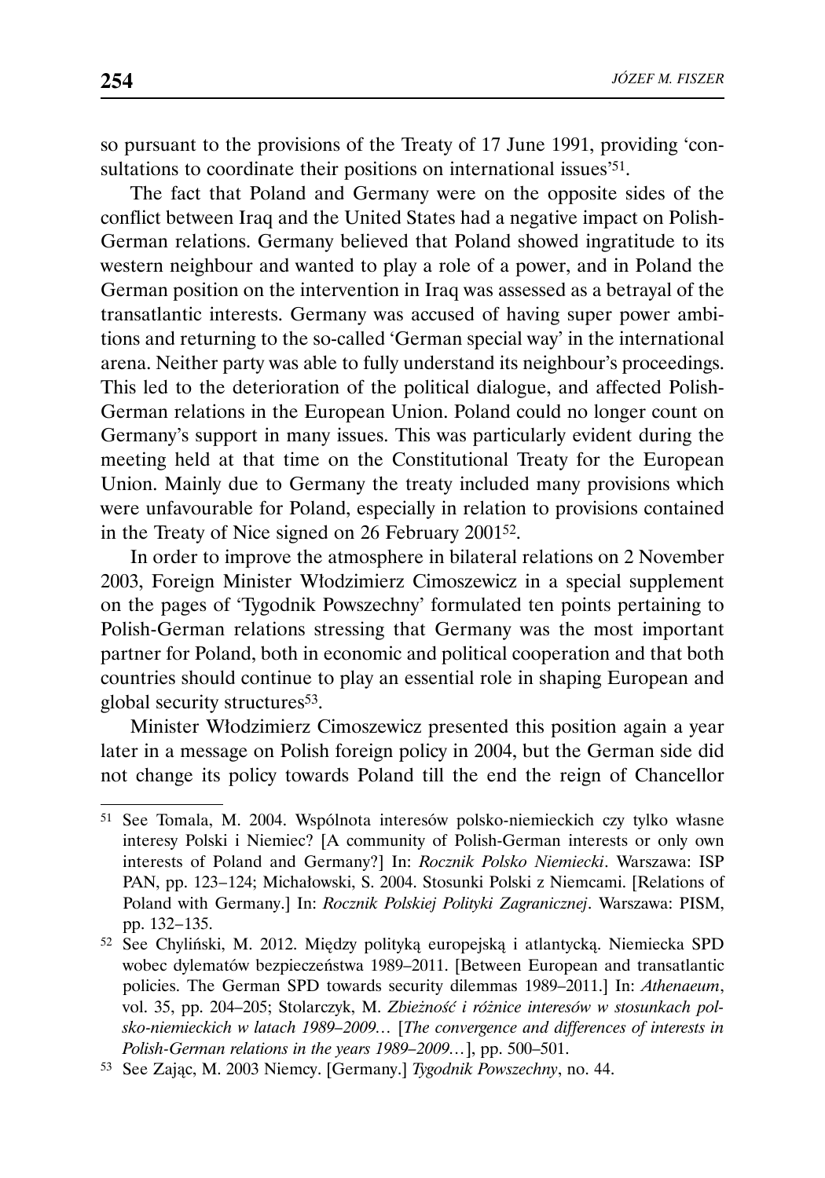so pursuant to the provisions of the Treaty of 17 June 1991, providing 'consultations to coordinate their positions on international issues'[51].

The fact that Poland and Germany were on the opposite sides of the conflict between Iraq and the United States had a negative impact on Polish-German relations. Germany believed that Poland showed ingratitude to its western neighbour and wanted to play a role of a power, and in Poland the German position on the intervention in Iraq was assessed as a betrayal of the transatlantic interests. Germany was accused of having super power ambitions and returning to the so-called 'German special way' in the international arena. Neither party was able to fully understand its neighbour's proceedings. This led to the deterioration of the political dialogue, and affected Polish-German relations in the European Union. Poland could no longer count on Germany's support in many issues. This was particularly evident during the meeting held at that time on the Constitutional Treaty for the European Union. Mainly due to Germany the treaty included many provisions which were unfavourable for Poland, especially in relation to provisions contained in the Treaty of Nice signed on 26 February 2001[52].

In order to improve the atmosphere in bilateral relations on 2 November 2003, Foreign Minister Włodzimierz Cimoszewicz in a special supplement on the pages of 'Tygodnik Powszechny' formulated ten points pertaining to Polish-German relations stressing that Germany was the most important partner for Poland, both in economic and political cooperation and that both countries should continue to play an essential role in shaping European and global security structures[53].

Minister Włodzimierz Cimoszewicz presented this position again a year later in a message on Polish foreign policy in 2004, but the German side did not change its policy towards Poland till the end the reign of Chancellor

---

[51] See Tomala, M. 2004. Wspólnota interesów polsko-niemieckich czy tylko własne interesy Polski i Niemiec? [A community of Polish-German interests or only own interests of Poland and Germany?] In: *Rocznik Polsko Niemiecki*. Warszawa: ISP PAN, pp. 123–124; Michałowski, S. 2004. Stosunki Polski z Niemcami. [Relations of Poland with Germany.] In: *Rocznik Polskiej Polityki Zagranicznej*. Warszawa: PISM, pp. 132–135.

[52] See Chyliński, M. 2012. Między polityką europejską i atlantycką. Niemiecka SPD wobec dylematów bezpieczeństwa 1989–2011. [Between European and transatlantic policies. The German SPD towards security dilemmas 1989–2011.] In: *Athenaeum*, vol. 35, pp. 204–205; Stolarczyk, M. *Zbieżność i różnice interesów w stosunkach polsko-niemieckich w latach 1989–2009…* [*The convergence and differences of interests in Polish-German relations in the years 1989–2009…*], pp. 500–501.

[53] See Zając, M. 2003 Niemcy. [Germany.] *Tygodnik Powszechny*, no. 44.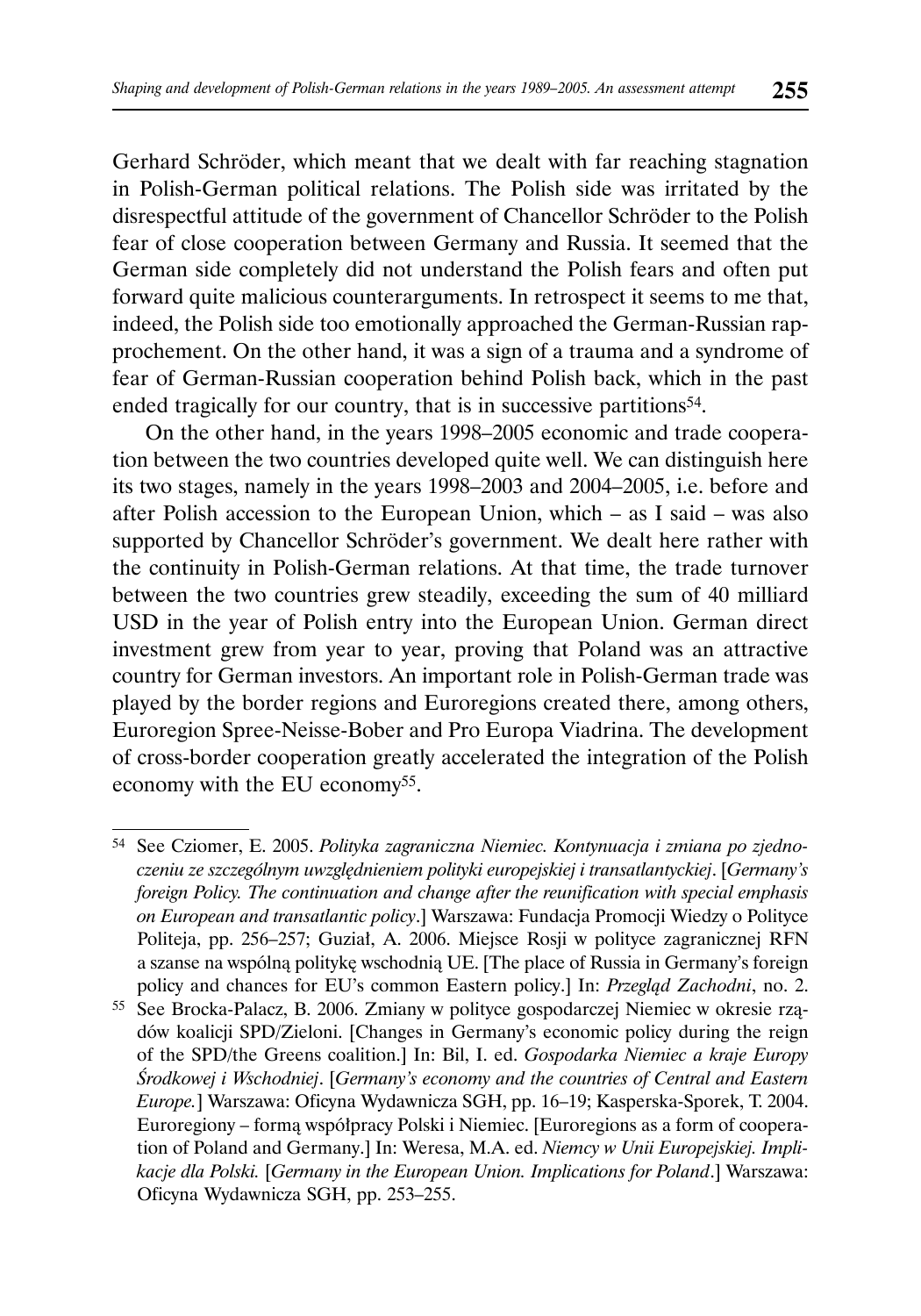Gerhard Schröder, which meant that we dealt with far reaching stagnation in Polish-German political relations. The Polish side was irritated by the disrespectful attitude of the government of Chancellor Schröder to the Polish fear of close cooperation between Germany and Russia. It seemed that the German side completely did not understand the Polish fears and often put forward quite malicious counterarguments. In retrospect it seems to me that, indeed, the Polish side too emotionally approached the German-Russian rapprochement. On the other hand, it was a sign of a trauma and a syndrome of fear of German-Russian cooperation behind Polish back, which in the past ended tragically for our country, that is in successive partitions[54].

On the other hand, in the years 1998–2005 economic and trade cooperation between the two countries developed quite well. We can distinguish here its two stages, namely in the years 1998–2003 and 2004–2005, i.e. before and after Polish accession to the European Union, which – as I said – was also supported by Chancellor Schröder's government. We dealt here rather with the continuity in Polish-German relations. At that time, the trade turnover between the two countries grew steadily, exceeding the sum of 40 milliard USD in the year of Polish entry into the European Union. German direct investment grew from year to year, proving that Poland was an attractive country for German investors. An important role in Polish-German trade was played by the border regions and Euroregions created there, among others, Euroregion Spree-Neisse-Bober and Pro Europa Viadrina. The development of cross-border cooperation greatly accelerated the integration of the Polish economy with the EU economy[55].

---

[54] See Cziomer, E. 2005. *Polityka zagraniczna Niemiec. Kontynuacja i zmiana po zjednoczeniu ze szczególnym uwzględnieniem polityki europejskiej i transatlantyckiej*. [*Germany's foreign Policy. The continuation and change after the reunification with special emphasis on European and transatlantic policy*.] Warszawa: Fundacja Promocji Wiedzy o Polityce Politeja, pp. 256–257; Guział, A. 2006. Miejsce Rosji w polityce zagranicznej RFN a szanse na wspólną politykę wschodnią UE. [The place of Russia in Germany's foreign policy and chances for EU's common Eastern policy.] In: *Przegląd Zachodni*, no. 2.

[55] See Brocka-Palacz, B. 2006. Zmiany w polityce gospodarczej Niemiec w okresie rządów koalicji SPD/Zieloni. [Changes in Germany's economic policy during the reign of the SPD/the Greens coalition.] In: Bil, I. ed. *Gospodarka Niemiec a kraje Europy Środkowej i Wschodniej*. [*Germany's economy and the countries of Central and Eastern Europe.*] Warszawa: Oficyna Wydawnicza SGH, pp. 16–19; Kasperska-Sporek, T. 2004. Euroregiony – formą współpracy Polski i Niemiec. [Euroregions as a form of cooperation of Poland and Germany.] In: Weresa, M.A. ed. *Niemcy w Unii Europejskiej. Implikacje dla Polski.* [*Germany in the European Union. Implications for Poland*.] Warszawa: Oficyna Wydawnicza SGH, pp. 253–255.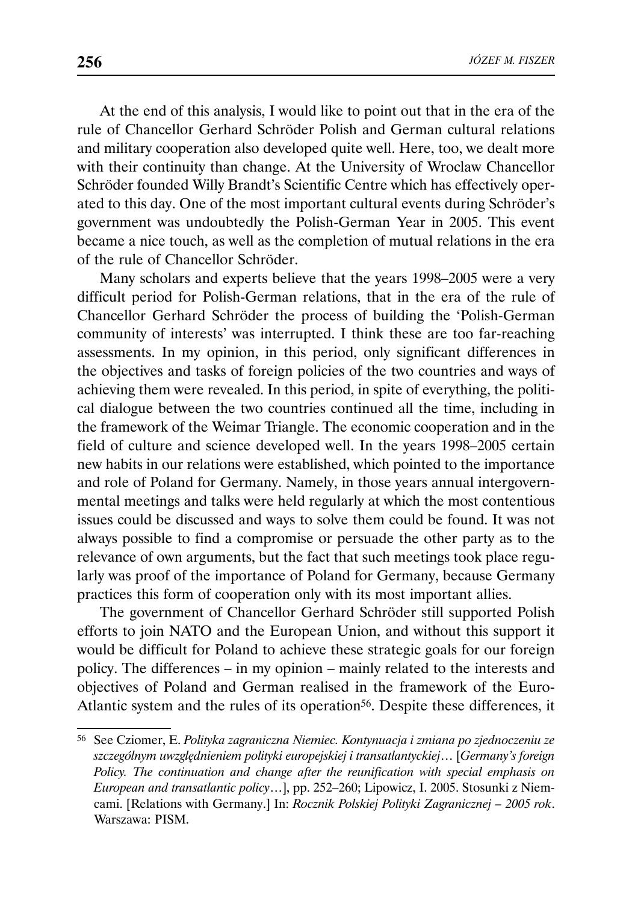At the end of this analysis, I would like to point out that in the era of the rule of Chancellor Gerhard Schröder Polish and German cultural relations and military cooperation also developed quite well. Here, too, we dealt more with their continuity than change. At the University of Wroclaw Chancellor Schröder founded Willy Brandt's Scientific Centre which has effectively operated to this day. One of the most important cultural events during Schröder's government was undoubtedly the Polish-German Year in 2005. This event became a nice touch, as well as the completion of mutual relations in the era of the rule of Chancellor Schröder.

Many scholars and experts believe that the years 1998–2005 were a very difficult period for Polish-German relations, that in the era of the rule of Chancellor Gerhard Schröder the process of building the 'Polish-German community of interests' was interrupted. I think these are too far-reaching assessments. In my opinion, in this period, only significant differences in the objectives and tasks of foreign policies of the two countries and ways of achieving them were revealed. In this period, in spite of everything, the political dialogue between the two countries continued all the time, including in the framework of the Weimar Triangle. The economic cooperation and in the field of culture and science developed well. In the years 1998–2005 certain new habits in our relations were established, which pointed to the importance and role of Poland for Germany. Namely, in those years annual intergovernmental meetings and talks were held regularly at which the most contentious issues could be discussed and ways to solve them could be found. It was not always possible to find a compromise or persuade the other party as to the relevance of own arguments, but the fact that such meetings took place regularly was proof of the importance of Poland for Germany, because Germany practices this form of cooperation only with its most important allies.

The government of Chancellor Gerhard Schröder still supported Polish efforts to join NATO and the European Union, and without this support it would be difficult for Poland to achieve these strategic goals for our foreign policy. The differences – in my opinion – mainly related to the interests and objectives of Poland and German realised in the framework of the Euro-Atlantic system and the rules of its operation[56]. Despite these differences, it

[56] See Cziomer, E. *Polityka zagraniczna Niemiec. Kontynuacja i zmiana po zjednoczeniu ze szczególnym uwzględnieniem polityki europejskiej i transatlantyckiej*… [*Germany's foreign Policy. The continuation and change after the reunification with special emphasis on European and transatlantic policy*…], pp. 252–260; Lipowicz, I. 2005. Stosunki z Niemcami. [Relations with Germany.] In: *Rocznik Polskiej Polityki Zagranicznej – 2005 rok*. Warszawa: PISM.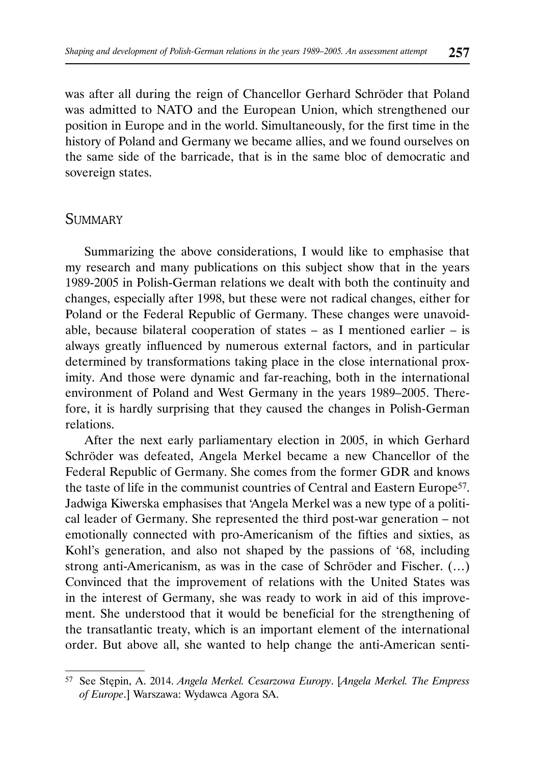was after all during the reign of Chancellor Gerhard Schröder that Poland was admitted to NATO and the European Union, which strengthened our position in Europe and in the world. Simultaneously, for the first time in the history of Poland and Germany we became allies, and we found ourselves on the same side of the barricade, that is in the same bloc of democratic and sovereign states.

## Summary

Summarizing the above considerations, I would like to emphasise that my research and many publications on this subject show that in the years 1989-2005 in Polish-German relations we dealt with both the continuity and changes, especially after 1998, but these were not radical changes, either for Poland or the Federal Republic of Germany. These changes were unavoidable, because bilateral cooperation of states – as I mentioned earlier – is always greatly influenced by numerous external factors, and in particular determined by transformations taking place in the close international proximity. And those were dynamic and far-reaching, both in the international environment of Poland and West Germany in the years 1989–2005. Therefore, it is hardly surprising that they caused the changes in Polish-German relations.

After the next early parliamentary election in 2005, in which Gerhard Schröder was defeated, Angela Merkel became a new Chancellor of the Federal Republic of Germany. She comes from the former GDR and knows the taste of life in the communist countries of Central and Eastern Europe[57]. Jadwiga Kiwerska emphasises that 'Angela Merkel was a new type of a political leader of Germany. She represented the third post-war generation – not emotionally connected with pro-Americanism of the fifties and sixties, as Kohl's generation, and also not shaped by the passions of '68, including strong anti-Americanism, as was in the case of Schröder and Fischer. (…) Convinced that the improvement of relations with the United States was in the interest of Germany, she was ready to work in aid of this improvement. She understood that it would be beneficial for the strengthening of the transatlantic treaty, which is an important element of the international order. But above all, she wanted to help change the anti-American senti-

---

[57] See Stępin, A. 2014. *Angela Merkel. Cesarzowa Europy*. [*Angela Merkel. The Empress of Europe*.] Warszawa: Wydawca Agora SA.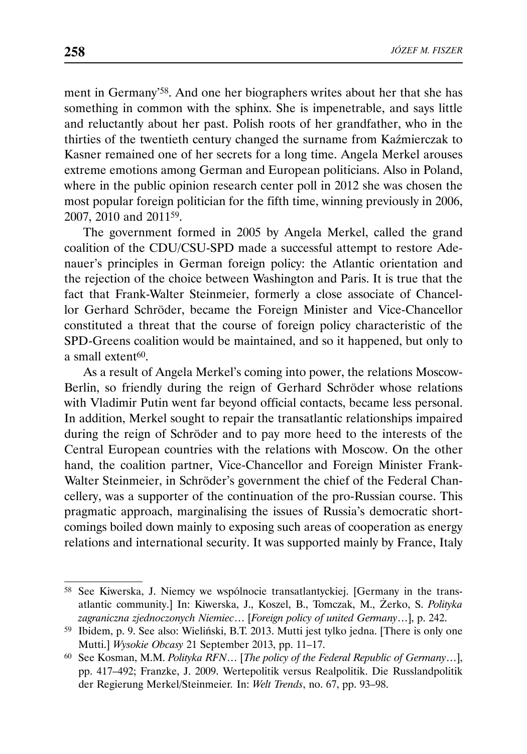ment in Germany'[58]. And one her biographers writes about her that she has something in common with the sphinx. She is impenetrable, and says little and reluctantly about her past. Polish roots of her grandfather, who in the thirties of the twentieth century changed the surname from Kaźmierczak to Kasner remained one of her secrets for a long time. Angela Merkel arouses extreme emotions among German and European politicians. Also in Poland, where in the public opinion research center poll in 2012 she was chosen the most popular foreign politician for the fifth time, winning previously in 2006, 2007, 2010 and 2011[59].

The government formed in 2005 by Angela Merkel, called the grand coalition of the CDU/CSU-SPD made a successful attempt to restore Adenauer's principles in German foreign policy: the Atlantic orientation and the rejection of the choice between Washington and Paris. It is true that the fact that Frank-Walter Steinmeier, formerly a close associate of Chancellor Gerhard Schröder, became the Foreign Minister and Vice-Chancellor constituted a threat that the course of foreign policy characteristic of the SPD-Greens coalition would be maintained, and so it happened, but only to a small extent[60].

As a result of Angela Merkel's coming into power, the relations Moscow-Berlin, so friendly during the reign of Gerhard Schröder whose relations with Vladimir Putin went far beyond official contacts, became less personal. In addition, Merkel sought to repair the transatlantic relationships impaired during the reign of Schröder and to pay more heed to the interests of the Central European countries with the relations with Moscow. On the other hand, the coalition partner, Vice-Chancellor and Foreign Minister Frank-Walter Steinmeier, in Schröder's government the chief of the Federal Chancellery, was a supporter of the continuation of the pro-Russian course. This pragmatic approach, marginalising the issues of Russia's democratic shortcomings boiled down mainly to exposing such areas of cooperation as energy relations and international security. It was supported mainly by France, Italy

---

[58] See Kiwerska, J. Niemcy we wspólnocie transatlantyckiej. [Germany in the transatlantic community.] In: Kiwerska, J., Koszel, B., Tomczak, M., Żerko, S. *Polityka zagraniczna zjednoczonych Niemiec*… [*Foreign policy of united Germany*…], p. 242.

[59] Ibidem, p. 9. See also: Wieliński, B.T. 2013. Mutti jest tylko jedna. [There is only one Mutti.] *Wysokie Obcasy* 21 September 2013, pp. 11–17.

[60] See Kosman, M.M. *Polityka RFN*… [*The policy of the Federal Republic of Germany*…], pp. 417–492; Franzke, J. 2009. Wertepolitik versus Realpolitik. Die Russlandpolitik der Regierung Merkel/Steinmeier. In: *Welt Trends*, no. 67, pp. 93–98.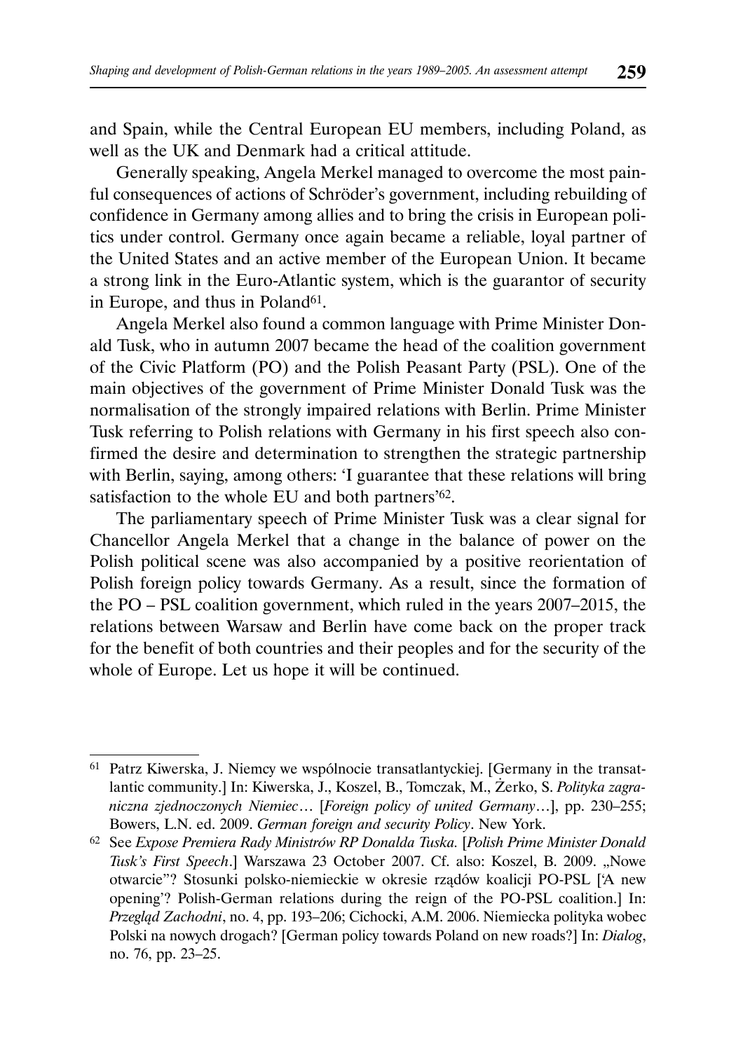and Spain, while the Central European EU members, including Poland, as well as the UK and Denmark had a critical attitude.

Generally speaking, Angela Merkel managed to overcome the most painful consequences of actions of Schröder's government, including rebuilding of confidence in Germany among allies and to bring the crisis in European politics under control. Germany once again became a reliable, loyal partner of the United States and an active member of the European Union. It became a strong link in the Euro-Atlantic system, which is the guarantor of security in Europe, and thus in Poland[61].

Angela Merkel also found a common language with Prime Minister Donald Tusk, who in autumn 2007 became the head of the coalition government of the Civic Platform (PO) and the Polish Peasant Party (PSL). One of the main objectives of the government of Prime Minister Donald Tusk was the normalisation of the strongly impaired relations with Berlin. Prime Minister Tusk referring to Polish relations with Germany in his first speech also confirmed the desire and determination to strengthen the strategic partnership with Berlin, saying, among others: 'I guarantee that these relations will bring satisfaction to the whole EU and both partners'[62].

The parliamentary speech of Prime Minister Tusk was a clear signal for Chancellor Angela Merkel that a change in the balance of power on the Polish political scene was also accompanied by a positive reorientation of Polish foreign policy towards Germany. As a result, since the formation of the PO – PSL coalition government, which ruled in the years 2007–2015, the relations between Warsaw and Berlin have come back on the proper track for the benefit of both countries and their peoples and for the security of the whole of Europe. Let us hope it will be continued.

---

[61] Patrz Kiwerska, J. Niemcy we wspólnocie transatlantyckiej. [Germany in the transatlantic community.] In: Kiwerska, J., Koszel, B., Tomczak, M., Żerko, S. *Polityka zagraniczna zjednoczonych Niemiec*… [*Foreign policy of united Germany*…], pp. 230–255; Bowers, L.N. ed. 2009. *German foreign and security Policy*. New York.

[62] See *Expose Premiera Rady Ministrów RP Donalda Tuska.* [*Polish Prime Minister Donald Tusk's First Speech*.] Warszawa 23 October 2007. Cf. also: Koszel, B. 2009. „Nowe otwarcie"? Stosunki polsko-niemieckie w okresie rządów koalicji PO-PSL ['A new opening'? Polish-German relations during the reign of the PO-PSL coalition.] In: *Przegląd Zachodni*, no. 4, pp. 193–206; Cichocki, A.M. 2006. Niemiecka polityka wobec Polski na nowych drogach? [German policy towards Poland on new roads?] In: *Dialog*, no. 76, pp. 23–25.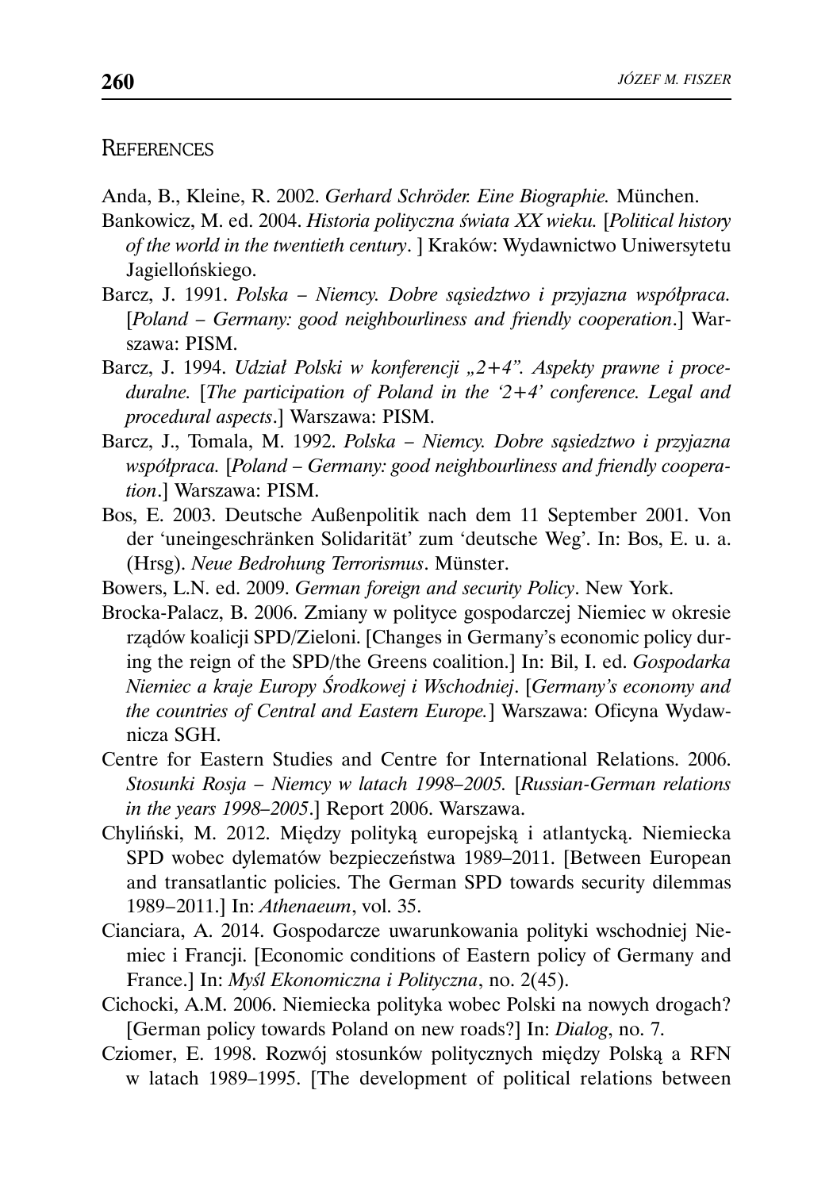## References

Anda, B., Kleine, R. 2002. *Gerhard Schröder. Eine Biographie.* München.

Bankowicz, M. ed. 2004. *Historia polityczna świata XX wieku.* [*Political history of the world in the twentieth century*. ] Kraków: Wydawnictwo Uniwersytetu Jagiellońskiego.

Barcz, J. 1991. *Polska – Niemcy. Dobre sąsiedztwo i przyjazna współpraca.* [*Poland – Germany: good neighbourliness and friendly cooperation*.] Warszawa: PISM.

Barcz, J. 1994. *Udział Polski w konferencji „2+4". Aspekty prawne i proceduralne.* [*The participation of Poland in the '2+4' conference. Legal and procedural aspects*.] Warszawa: PISM.

Barcz, J., Tomala, M. 1992. *Polska – Niemcy. Dobre sąsiedztwo i przyjazna współpraca.* [*Poland – Germany: good neighbourliness and friendly cooperation*.] Warszawa: PISM.

Bos, E. 2003. Deutsche Außenpolitik nach dem 11 September 2001. Von der 'uneingeschränken Solidarität' zum 'deutsche Weg'. In: Bos, E. u. a. (Hrsg). *Neue Bedrohung Terrorismus*. Münster.

Bowers, L.N. ed. 2009. *German foreign and security Policy*. New York.

Brocka-Palacz, B. 2006. Zmiany w polityce gospodarczej Niemiec w okresie rządów koalicji SPD/Zieloni. [Changes in Germany's economic policy during the reign of the SPD/the Greens coalition.] In: Bil, I. ed. *Gospodarka Niemiec a kraje Europy Środkowej i Wschodniej*. [*Germany's economy and the countries of Central and Eastern Europe.*] Warszawa: Oficyna Wydawnicza SGH.

Centre for Eastern Studies and Centre for International Relations. 2006. *Stosunki Rosja – Niemcy w latach 1998–2005.* [*Russian-German relations in the years 1998–2005*.] Report 2006. Warszawa.

Chyliński, M. 2012. Między polityką europejską i atlantycką. Niemiecka SPD wobec dylematów bezpieczeństwa 1989–2011. [Between European and transatlantic policies. The German SPD towards security dilemmas 1989–2011.] In: *Athenaeum*, vol. 35.

Cianciara, A. 2014. Gospodarcze uwarunkowania polityki wschodniej Niemiec i Francji. [Economic conditions of Eastern policy of Germany and France.] In: *Myśl Ekonomiczna i Polityczna*, no. 2(45).

Cichocki, A.M. 2006. Niemiecka polityka wobec Polski na nowych drogach? [German policy towards Poland on new roads?] In: *Dialog*, no. 7.

Cziomer, E. 1998. Rozwój stosunków politycznych między Polską a RFN w latach 1989–1995. [The development of political relations between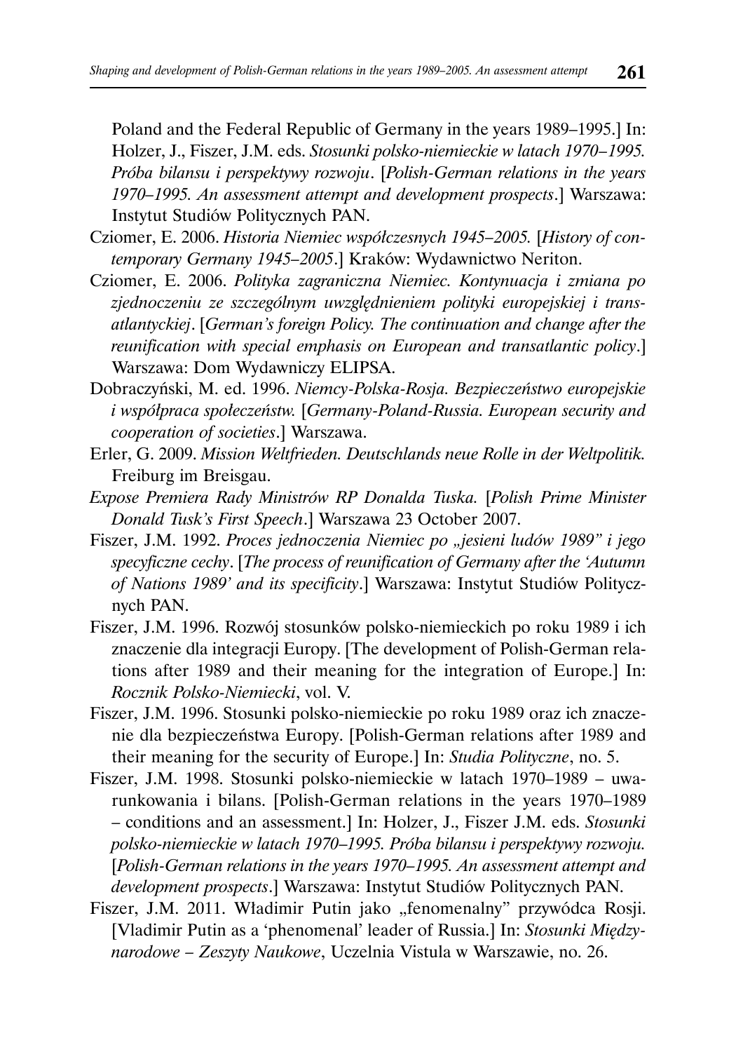Poland and the Federal Republic of Germany in the years 1989–1995.] In: Holzer, J., Fiszer, J.M. eds. *Stosunki polsko-niemieckie w latach 1970–1995. Próba bilansu i perspektywy rozwoju*. [*Polish-German relations in the years 1970–1995. An assessment attempt and development prospects*.] Warszawa: Instytut Studiów Politycznych PAN.

Cziomer, E. 2006. *Historia Niemiec współczesnych 1945–2005.* [*History of contemporary Germany 1945–2005*.] Kraków: Wydawnictwo Neriton.

Cziomer, E. 2006. *Polityka zagraniczna Niemiec. Kontynuacja i zmiana po zjednoczeniu ze szczególnym uwzględnieniem polityki europejskiej i transatlantyckiej*. [*German's foreign Policy. The continuation and change after the reunification with special emphasis on European and transatlantic policy*.] Warszawa: Dom Wydawniczy ELIPSA.

Dobraczyński, M. ed. 1996. *Niemcy-Polska-Rosja. Bezpieczeństwo europejskie i współpraca społeczeństw.* [*Germany-Poland-Russia. European security and cooperation of societies*.] Warszawa.

Erler, G. 2009. *Mission Weltfrieden. Deutschlands neue Rolle in der Weltpolitik.* Freiburg im Breisgau.

*Expose Premiera Rady Ministrów RP Donalda Tuska.* [*Polish Prime Minister Donald Tusk's First Speech*.] Warszawa 23 October 2007.

Fiszer, J.M. 1992. *Proces jednoczenia Niemiec po „jesieni ludów 1989" i jego specyficzne cechy*. [*The process of reunification of Germany after the 'Autumn of Nations 1989' and its specificity*.] Warszawa: Instytut Studiów Politycznych PAN.

Fiszer, J.M. 1996. Rozwój stosunków polsko-niemieckich po roku 1989 i ich znaczenie dla integracji Europy. [The development of Polish-German relations after 1989 and their meaning for the integration of Europe.] In: *Rocznik Polsko-Niemiecki*, vol. V.

Fiszer, J.M. 1996. Stosunki polsko-niemieckie po roku 1989 oraz ich znaczenie dla bezpieczeństwa Europy. [Polish-German relations after 1989 and their meaning for the security of Europe.] In: *Studia Polityczne*, no. 5.

Fiszer, J.M. 1998. Stosunki polsko-niemieckie w latach 1970–1989 – uwarunkowania i bilans. [Polish-German relations in the years 1970–1989 – conditions and an assessment.] In: Holzer, J., Fiszer J.M. eds. *Stosunki polsko-niemieckie w latach 1970–1995. Próba bilansu i perspektywy rozwoju.* [*Polish-German relations in the years 1970–1995. An assessment attempt and development prospects*.] Warszawa: Instytut Studiów Politycznych PAN.

Fiszer, J.M. 2011. Władimir Putin jako „fenomenalny" przywódca Rosji. [Vladimir Putin as a 'phenomenal' leader of Russia.] In: *Stosunki Międzynarodowe – Zeszyty Naukowe*, Uczelnia Vistula w Warszawie, no. 26.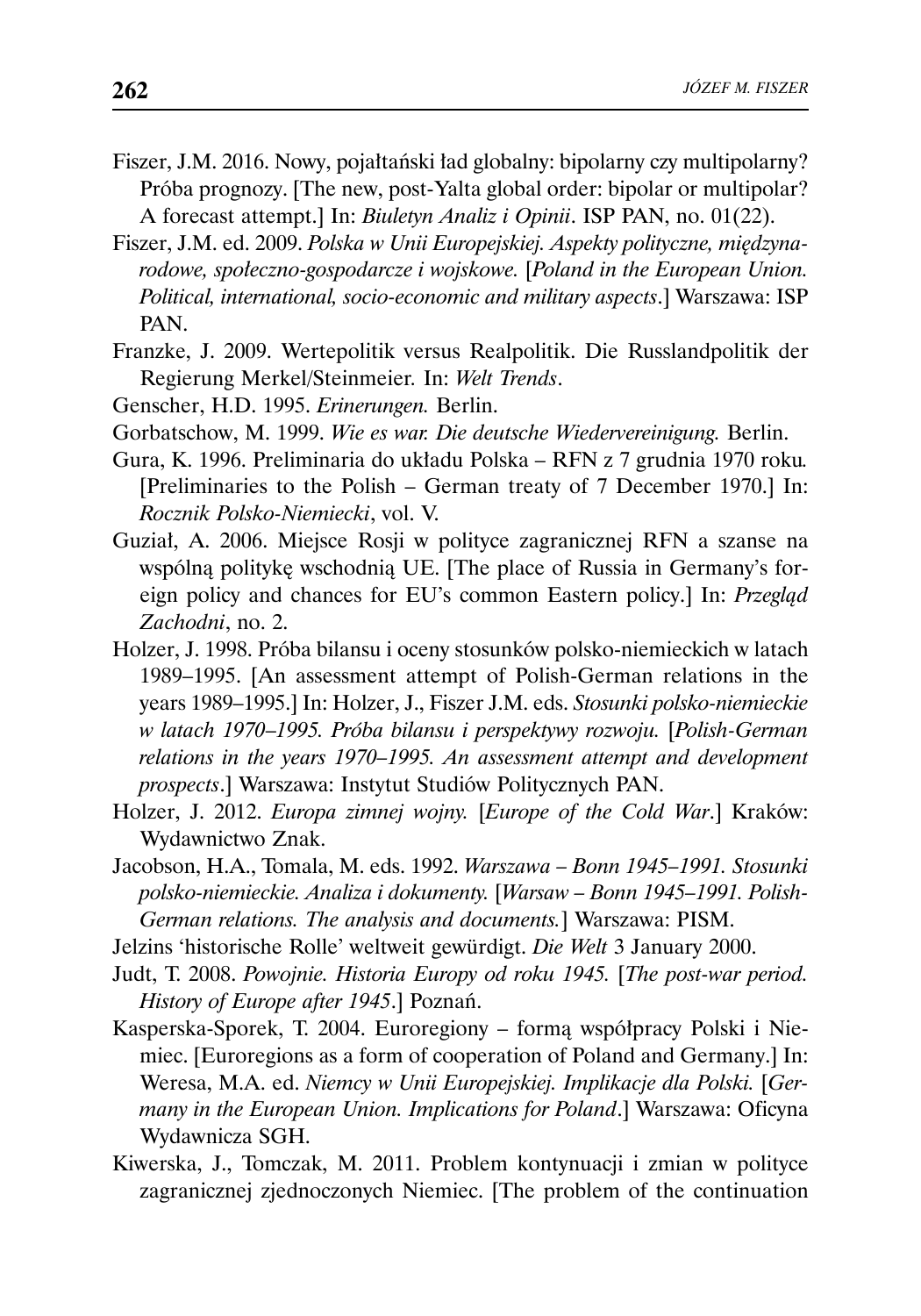Fiszer, J.M. 2016. Nowy, pojałtański ład globalny: bipolarny czy multipolarny? Próba prognozy. [The new, post-Yalta global order: bipolar or multipolar? A forecast attempt.] In: *Biuletyn Analiz i Opinii*. ISP PAN, no. 01(22).

Fiszer, J.M. ed. 2009. *Polska w Unii Europejskiej. Aspekty polityczne, międzynarodowe, społeczno-gospodarcze i wojskowe.* [*Poland in the European Union. Political, international, socio-economic and military aspects*.] Warszawa: ISP PAN.

Franzke, J. 2009. Wertepolitik versus Realpolitik. Die Russlandpolitik der Regierung Merkel/Steinmeier. In: *Welt Trends*.

Genscher, H.D. 1995. *Erinerungen.* Berlin.

Gorbatschow, M. 1999. *Wie es war. Die deutsche Wiedervereinigung.* Berlin.

Gura, K. 1996. Preliminaria do układu Polska – RFN z 7 grudnia 1970 roku. [Preliminaries to the Polish – German treaty of 7 December 1970.] In: *Rocznik Polsko-Niemiecki*, vol. V.

Guział, A. 2006. Miejsce Rosji w polityce zagranicznej RFN a szanse na wspólną politykę wschodnią UE. [The place of Russia in Germany's foreign policy and chances for EU's common Eastern policy.] In: *Przegląd Zachodni*, no. 2.

Holzer, J. 1998. Próba bilansu i oceny stosunków polsko-niemieckich w latach 1989–1995. [An assessment attempt of Polish-German relations in the years 1989–1995.] In: Holzer, J., Fiszer J.M. eds. *Stosunki polsko-niemieckie w latach 1970–1995. Próba bilansu i perspektywy rozwoju.* [*Polish-German relations in the years 1970–1995. An assessment attempt and development prospects*.] Warszawa: Instytut Studiów Politycznych PAN.

Holzer, J. 2012. *Europa zimnej wojny.* [*Europe of the Cold War*.] Kraków: Wydawnictwo Znak.

Jacobson, H.A., Tomala, M. eds. 1992. *Warszawa – Bonn 1945–1991. Stosunki polsko-niemieckie. Analiza i dokumenty.* [*Warsaw – Bonn 1945–1991. Polish-German relations. The analysis and documents.*] Warszawa: PISM.

Jelzins 'historische Rolle' weltweit gewürdigt. *Die Welt* 3 January 2000.

Judt, T. 2008. *Powojnie. Historia Europy od roku 1945.* [*The post-war period. History of Europe after 1945*.] Poznań.

Kasperska-Sporek, T. 2004. Euroregiony – formą współpracy Polski i Niemiec. [Euroregions as a form of cooperation of Poland and Germany.] In: Weresa, M.A. ed. *Niemcy w Unii Europejskiej. Implikacje dla Polski.* [*Germany in the European Union. Implications for Poland*.] Warszawa: Oficyna Wydawnicza SGH.

Kiwerska, J., Tomczak, M. 2011. Problem kontynuacji i zmian w polityce zagranicznej zjednoczonych Niemiec. [The problem of the continuation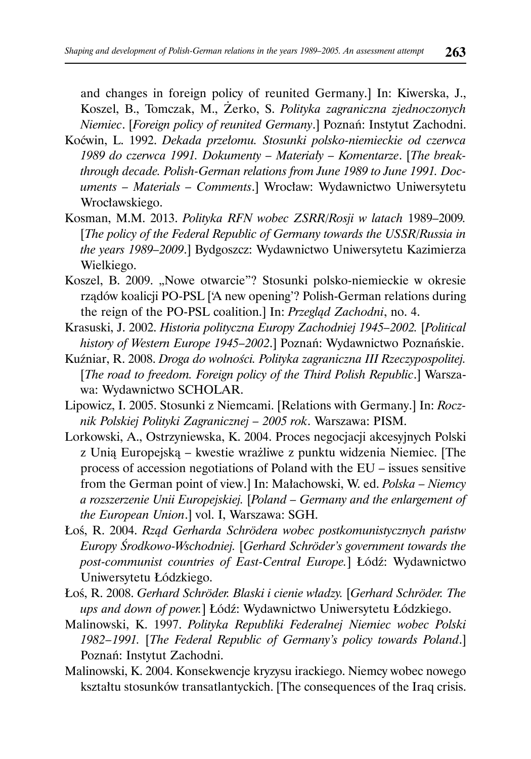and changes in foreign policy of reunited Germany.] In: Kiwerska, J., Koszel, B., Tomczak, M., Żerko, S. *Polityka zagraniczna zjednoczonych Niemiec*. [*Foreign policy of reunited Germany*.] Poznań: Instytut Zachodni.

Koćwin, L. 1992. *Dekada przełomu. Stosunki polsko-niemieckie od czerwca 1989 do czerwca 1991. Dokumenty – Materiały – Komentarze*. [*The breakthrough decade. Polish-German relations from June 1989 to June 1991. Documents – Materials – Comments*.] Wrocław: Wydawnictwo Uniwersytetu Wrocławskiego.

Kosman, M.M. 2013. *Polityka RFN wobec ZSRR/Rosji w latach* 1989–2009*.* [*The policy of the Federal Republic of Germany towards the USSR/Russia in the years 1989–2009*.] Bydgoszcz: Wydawnictwo Uniwersytetu Kazimierza Wielkiego.

Koszel, B. 2009. „Nowe otwarcie"? Stosunki polsko-niemieckie w okresie rządów koalicji PO-PSL ['A new opening'? Polish-German relations during the reign of the PO-PSL coalition.] In: *Przegląd Zachodni*, no. 4.

Krasuski, J. 2002. *Historia polityczna Europy Zachodniej 1945–2002.* [*Political history of Western Europe 1945–2002*.] Poznań: Wydawnictwo Poznańskie.

Kuźniar, R. 2008. *Droga do wolności. Polityka zagraniczna III Rzeczypospolitej.* [*The road to freedom. Foreign policy of the Third Polish Republic*.] Warszawa: Wydawnictwo SCHOLAR.

Lipowicz, I. 2005. Stosunki z Niemcami. [Relations with Germany.] In: *Rocznik Polskiej Polityki Zagranicznej – 2005 rok*. Warszawa: PISM.

Lorkowski, A., Ostrzyniewska, K. 2004. Proces negocjacji akcesyjnych Polski z Unią Europejską – kwestie wrażliwe z punktu widzenia Niemiec. [The process of accession negotiations of Poland with the EU – issues sensitive from the German point of view.] In: Małachowski, W. ed. *Polska – Niemcy a rozszerzenie Unii Europejskiej.* [*Poland – Germany and the enlargement of the European Union*.] vol. I, Warszawa: SGH.

Łoś, R. 2004. *Rząd Gerharda Schrödera wobec postkomunistycznych państw Europy Środkowo-Wschodniej.* [*Gerhard Schröder's government towards the post-communist countries of East-Central Europe.*] Łódź: Wydawnictwo Uniwersytetu Łódzkiego.

Łoś, R. 2008. *Gerhard Schröder. Blaski i cienie władzy.* [*Gerhard Schröder. The ups and down of power.*] Łódź: Wydawnictwo Uniwersytetu Łódzkiego.

Malinowski, K. 1997. *Polityka Republiki Federalnej Niemiec wobec Polski 1982–1991.* [*The Federal Republic of Germany's policy towards Poland*.] Poznań: Instytut Zachodni.

Malinowski, K. 2004. Konsekwencje kryzysu irackiego. Niemcy wobec nowego kształtu stosunków transatlantyckich. [The consequences of the Iraq crisis.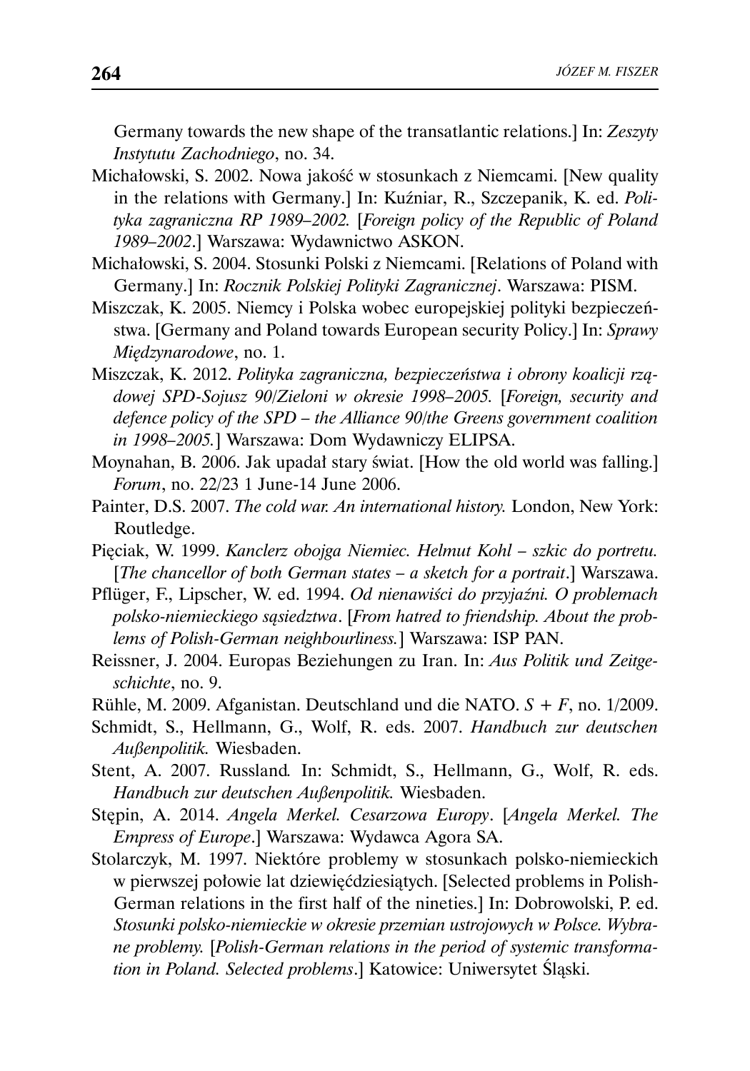Germany towards the new shape of the transatlantic relations.] In: *Zeszyty Instytutu Zachodniego*, no. 34.

Michałowski, S. 2002. Nowa jakość w stosunkach z Niemcami. [New quality in the relations with Germany.] In: Kuźniar, R., Szczepanik, K. ed. *Polityka zagraniczna RP 1989–2002.* [*Foreign policy of the Republic of Poland 1989–2002*.] Warszawa: Wydawnictwo ASKON.

Michałowski, S. 2004. Stosunki Polski z Niemcami. [Relations of Poland with Germany.] In: *Rocznik Polskiej Polityki Zagranicznej*. Warszawa: PISM.

Miszczak, K. 2005. Niemcy i Polska wobec europejskiej polityki bezpieczeństwa. [Germany and Poland towards European security Policy.] In: *Sprawy Międzynarodowe*, no. 1.

Miszczak, K. 2012. *Polityka zagraniczna, bezpieczeństwa i obrony koalicji rządowej SPD-Sojusz 90/Zieloni w okresie 1998–2005.* [*Foreign, security and defence policy of the SPD – the Alliance 90/the Greens government coalition in 1998–2005.*] Warszawa: Dom Wydawniczy ELIPSA.

Moynahan, B. 2006. Jak upadał stary świat. [How the old world was falling.] *Forum*, no. 22/23 1 June-14 June 2006.

Painter, D.S. 2007. *The cold war. An international history.* London, New York: Routledge.

Pięciak, W. 1999. *Kanclerz obojga Niemiec. Helmut Kohl – szkic do portretu.* [*The chancellor of both German states – a sketch for a portrait*.] Warszawa.

Pflüger, F., Lipscher, W. ed. 1994. *Od nienawiści do przyjaźni. O problemach polsko-niemieckiego sąsiedztwa*. [*From hatred to friendship. About the problems of Polish-German neighbourliness.*] Warszawa: ISP PAN.

Reissner, J. 2004. Europas Beziehungen zu Iran. In: *Aus Politik und Zeitgeschichte*, no. 9.

Rühle, M. 2009. Afganistan. Deutschland und die NATO. *S + F*, no. 1/2009.

Schmidt, S., Hellmann, G., Wolf, R. eds. 2007. *Handbuch zur deutschen Außenpolitik.* Wiesbaden.

Stent, A. 2007. Russland*.* In: Schmidt, S., Hellmann, G., Wolf, R. eds. *Handbuch zur deutschen Außenpolitik.* Wiesbaden.

Stępin, A. 2014. *Angela Merkel. Cesarzowa Europy*. [*Angela Merkel. The Empress of Europe*.] Warszawa: Wydawca Agora SA.

Stolarczyk, M. 1997. Niektóre problemy w stosunkach polsko-niemieckich w pierwszej połowie lat dziewięćdziesiątych. [Selected problems in Polish-German relations in the first half of the nineties.] In: Dobrowolski, P. ed. *Stosunki polsko-niemieckie w okresie przemian ustrojowych w Polsce. Wybrane problemy.* [*Polish-German relations in the period of systemic transformation in Poland. Selected problems*.] Katowice: Uniwersytet Śląski.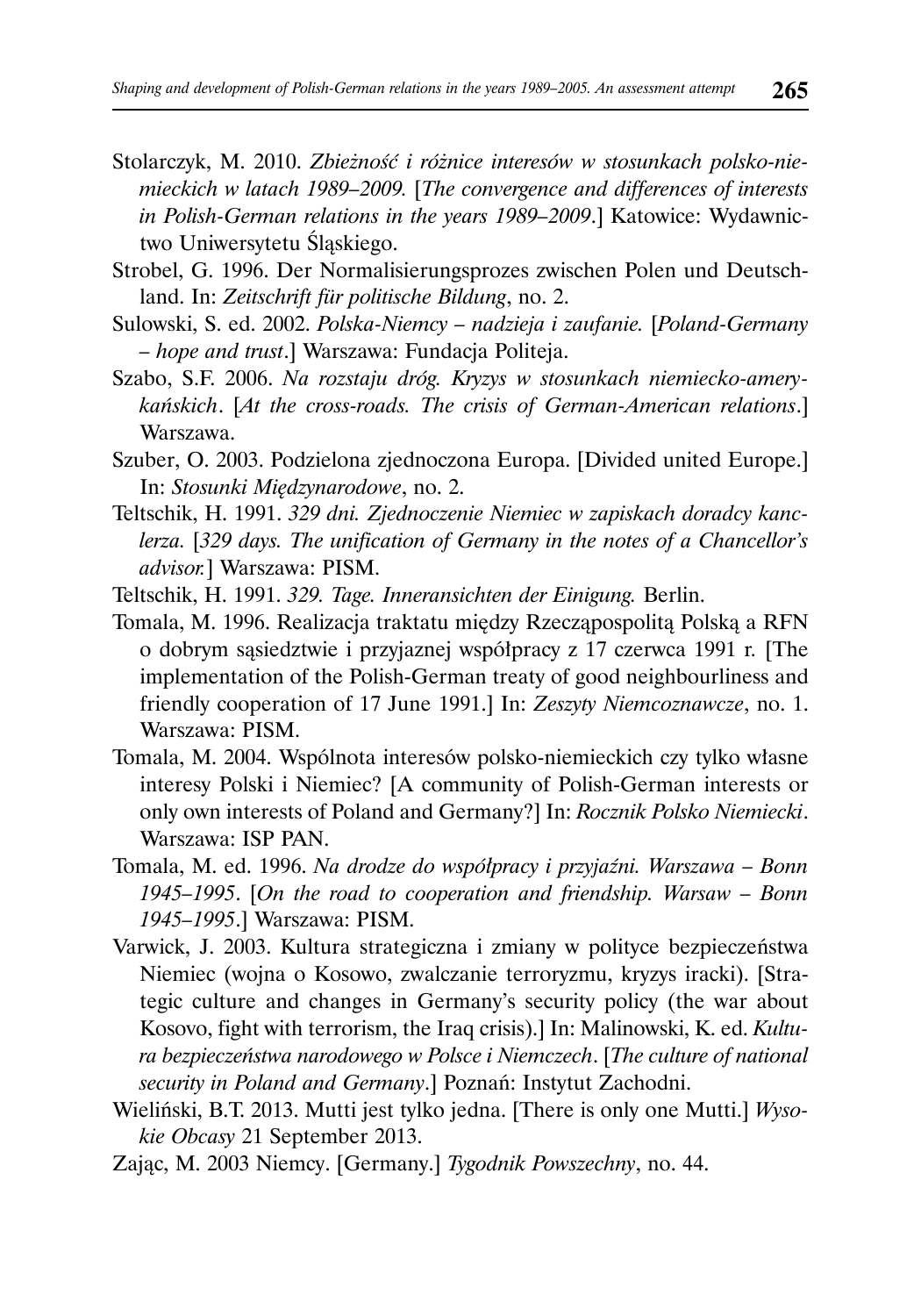Stolarczyk, M. 2010. *Zbieżność i różnice interesów w stosunkach polsko-niemieckich w latach 1989–2009.* [*The convergence and differences of interests in Polish-German relations in the years 1989–2009*.] Katowice: Wydawnictwo Uniwersytetu Śląskiego.

Strobel, G. 1996. Der Normalisierungsprozes zwischen Polen und Deutschland. In: *Zeitschrift für politische Bildung*, no. 2.

Sulowski, S. ed. 2002. *Polska-Niemcy – nadzieja i zaufanie.* [*Poland-Germany – hope and trust*.] Warszawa: Fundacja Politeja.

Szabo, S.F. 2006. *Na rozstaju dróg. Kryzys w stosunkach niemiecko-amerykańskich*. [*At the cross-roads. The crisis of German-American relations*.] Warszawa.

Szuber, O. 2003. Podzielona zjednoczona Europa. [Divided united Europe.] In: *Stosunki Międzynarodowe*, no. 2.

Teltschik, H. 1991. *329 dni. Zjednoczenie Niemiec w zapiskach doradcy kanclerza.* [*329 days. The unification of Germany in the notes of a Chancellor's advisor.*] Warszawa: PISM.

Teltschik, H. 1991. *329. Tage. Inneransichten der Einigung.* Berlin.

Tomala, M. 1996. Realizacja traktatu między Rzecząpospolitą Polską a RFN o dobrym sąsiedztwie i przyjaznej współpracy z 17 czerwca 1991 r. [The implementation of the Polish-German treaty of good neighbourliness and friendly cooperation of 17 June 1991.] In: *Zeszyty Niemcoznawcze*, no. 1. Warszawa: PISM.

Tomala, M. 2004. Wspólnota interesów polsko-niemieckich czy tylko własne interesy Polski i Niemiec? [A community of Polish-German interests or only own interests of Poland and Germany?] In: *Rocznik Polsko Niemiecki*. Warszawa: ISP PAN.

Tomala, M. ed. 1996. *Na drodze do współpracy i przyjaźni. Warszawa – Bonn 1945–1995*. [*On the road to cooperation and friendship. Warsaw – Bonn 1945–1995*.] Warszawa: PISM.

Varwick, J. 2003. Kultura strategiczna i zmiany w polityce bezpieczeństwa Niemiec (wojna o Kosowo, zwalczanie terroryzmu, kryzys iracki). [Strategic culture and changes in Germany's security policy (the war about Kosovo, fight with terrorism, the Iraq crisis).] In: Malinowski, K. ed. *Kultura bezpieczeństwa narodowego w Polsce i Niemczech*. [*The culture of national security in Poland and Germany*.] Poznań: Instytut Zachodni.

Wieliński, B.T. 2013. Mutti jest tylko jedna. [There is only one Mutti.] *Wysokie Obcasy* 21 September 2013.

Zając, M. 2003 Niemcy. [Germany.] *Tygodnik Powszechny*, no. 44.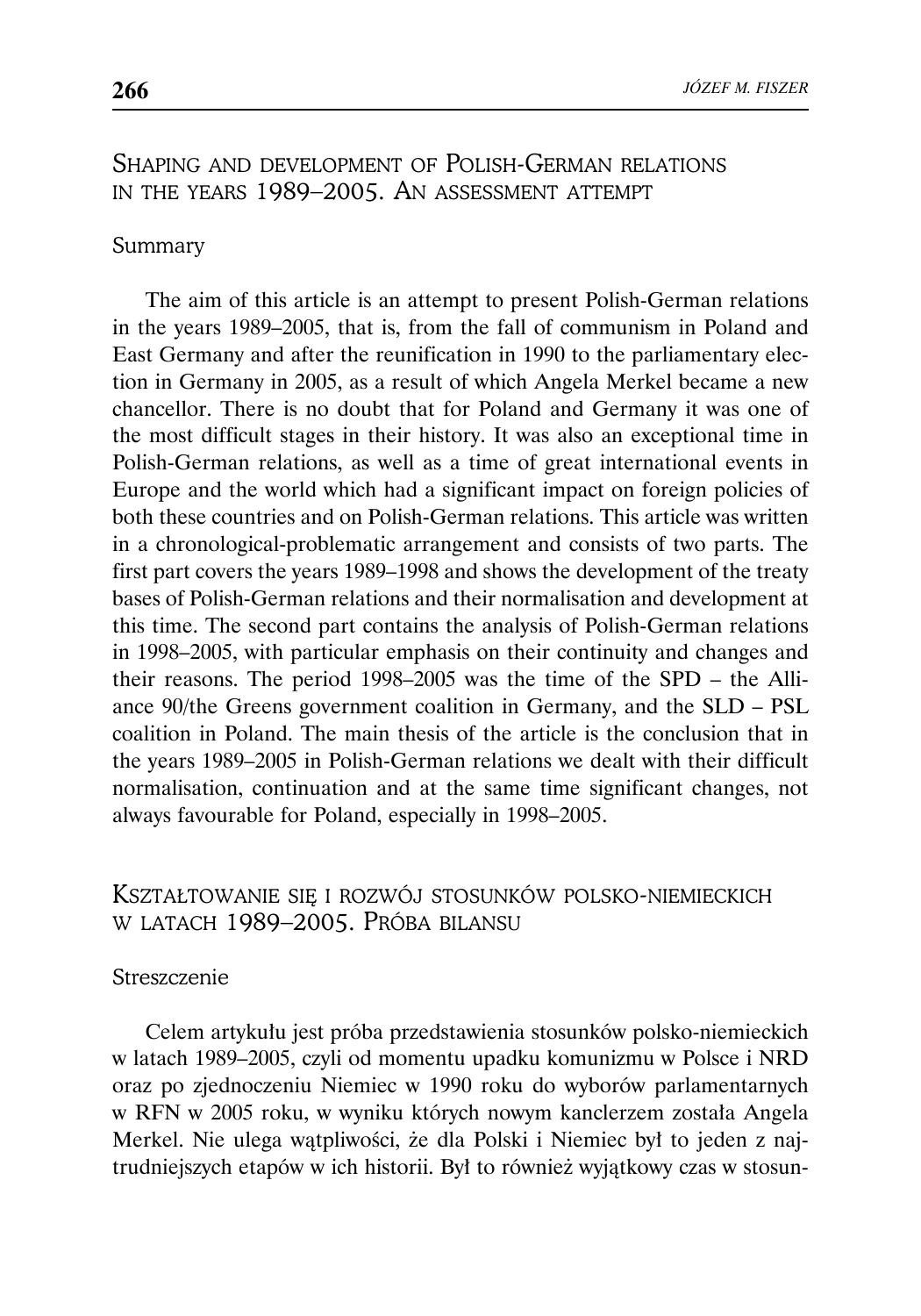## Shaping and development of Polish-German relations in the years 1989–2005. An assessment attempt

### Summary

The aim of this article is an attempt to present Polish-German relations in the years 1989–2005, that is, from the fall of communism in Poland and East Germany and after the reunification in 1990 to the parliamentary election in Germany in 2005, as a result of which Angela Merkel became a new chancellor. There is no doubt that for Poland and Germany it was one of the most difficult stages in their history. It was also an exceptional time in Polish-German relations, as well as a time of great international events in Europe and the world which had a significant impact on foreign policies of both these countries and on Polish-German relations. This article was written in a chronological-problematic arrangement and consists of two parts. The first part covers the years 1989–1998 and shows the development of the treaty bases of Polish-German relations and their normalisation and development at this time. The second part contains the analysis of Polish-German relations in 1998–2005, with particular emphasis on their continuity and changes and their reasons. The period 1998–2005 was the time of the SPD – the Alliance 90/the Greens government coalition in Germany, and the SLD – PSL coalition in Poland. The main thesis of the article is the conclusion that in the years 1989–2005 in Polish-German relations we dealt with their difficult normalisation, continuation and at the same time significant changes, not always favourable for Poland, especially in 1998–2005.

## Kształtowanie się i rozwój stosunków polsko-niemieckich w latach 1989–2005. Próba bilansu

### Streszczenie

Celem artykułu jest próba przedstawienia stosunków polsko-niemieckich w latach 1989–2005, czyli od momentu upadku komunizmu w Polsce i NRD oraz po zjednoczeniu Niemiec w 1990 roku do wyborów parlamentarnych w RFN w 2005 roku, w wyniku których nowym kanclerzem została Angela Merkel. Nie ulega wątpliwości, że dla Polski i Niemiec był to jeden z najtrudniejszych etapów w ich historii. Był to również wyjątkowy czas w stosun-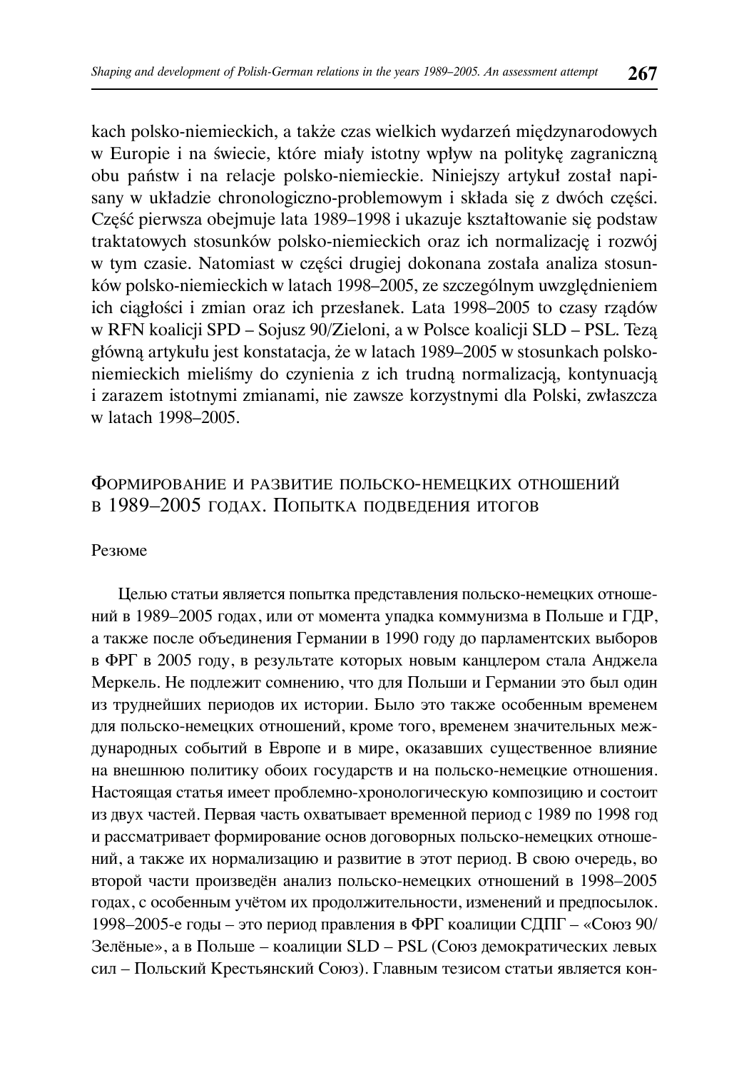kach polsko-niemieckich, a także czas wielkich wydarzeń międzynarodowych w Europie i na świecie, które miały istotny wpływ na politykę zagraniczną obu państw i na relacje polsko-niemieckie. Niniejszy artykuł został napisany w układzie chronologiczno-problemowym i składa się z dwóch części. Część pierwsza obejmuje lata 1989–1998 i ukazuje kształtowanie się podstaw traktatowych stosunków polsko-niemieckich oraz ich normalizację i rozwój w tym czasie. Natomiast w części drugiej dokonana została analiza stosunków polsko-niemieckich w latach 1998–2005, ze szczególnym uwzględnieniem ich ciągłości i zmian oraz ich przesłanek. Lata 1998–2005 to czasy rządów w RFN koalicji SPD – Sojusz 90/Zieloni, a w Polsce koalicji SLD – PSL. Tezą główną artykułu jest konstatacja, że w latach 1989–2005 w stosunkach polsko-niemieckich mieliśmy do czynienia z ich trudną normalizacją, kontynuacją i zarazem istotnymi zmianami, nie zawsze korzystnymi dla Polski, zwłaszcza w latach 1998–2005.

## Формирование и развитие польско-немецких отношений в 1989–2005 годах. Попытка подведения итогов

Резюме

Целью статьи является попытка представления польско-немецких отношений в 1989–2005 годах, или от момента упадка коммунизма в Польше и ГДР, а также после объединения Германии в 1990 году до парламентских выборов в ФРГ в 2005 году, в результате которых новым канцлером стала Анджела Меркель. Не подлежит сомнению, что для Польши и Германии это был один из труднейших периодов их истории. Было это также особенным временем для польско-немецких отношений, кроме того, временем значительных международных событий в Европе и в мире, оказавших существенное влияние на внешнюю политику обоих государств и на польско-немецкие отношения. Настоящая статья имеет проблемно-хронологическую композицию и состоит из двух частей. Первая часть охватывает временной период с 1989 по 1998 год и рассматривает формирование основ договорных польско-немецких отношений, а также их нормализацию и развитие в этот период. В свою очередь, во второй части произведён анализ польско-немецких отношений в 1998–2005 годах, с особенным учётом их продолжительности, изменений и предпосылок. 1998–2005-е годы – это период правления в ФРГ коалиции СДПГ – «Союз 90/Зелёные», а в Польше – коалиции SLD – PSL (Союз демократических левых сил – Польский Крестьянский Союз). Главным тезисом статьи является кон-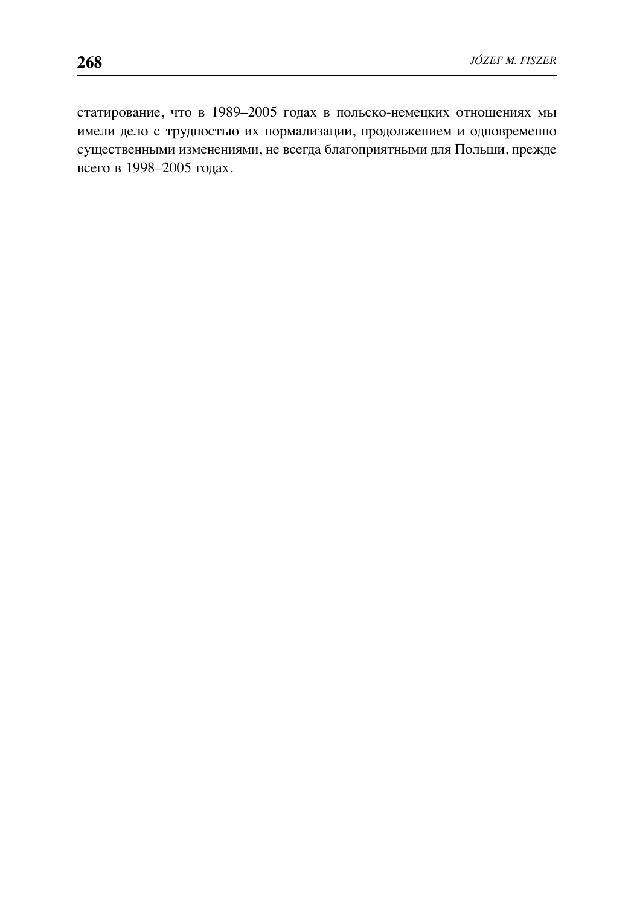статирование, что в 1989–2005 годах в польско-немецких отношениях мы имели дело с трудностью их нормализации, продолжением и одновременно существенными изменениями, не всегда благоприятными для Польши, прежде всего в 1998–2005 годах.